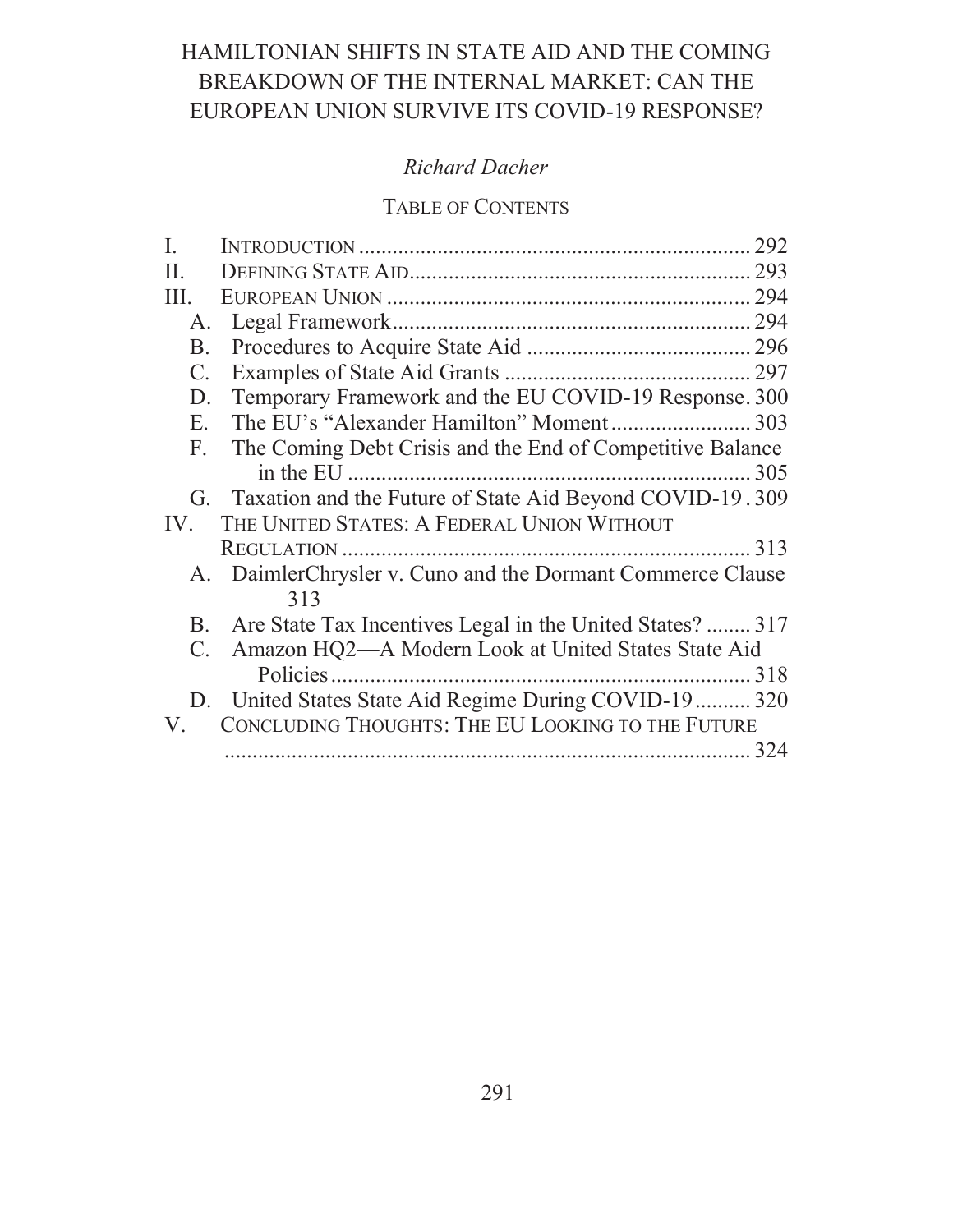# HAMILTONIAN SHIFTS IN STATE AID AND THE COMING BREAKDOWN OF THE INTERNAL MARKET: CAN THE EUROPEAN UNION SURVIVE ITS COVID-19 RESPONSE?

*Richard Dacher*

## TABLE OF CONTENTS

I. INTRODUCTION ........ 292
II. DEFINING STATE AID ........ 293
III. EUROPEAN UNION ........ 294
- A. Legal Framework ........ 294
- B. Procedures to Acquire State Aid ........ 296
- C. Examples of State Aid Grants ........ 297
- D. Temporary Framework and the EU COVID-19 Response ........ 300
- E. The EU's "Alexander Hamilton" Moment ........ 303
- F. The Coming Debt Crisis and the End of Competitive Balance in the EU ........ 305
- G. Taxation and the Future of State Aid Beyond COVID-19 ........ 309

IV. THE UNITED STATES: A FEDERAL UNION WITHOUT REGULATION ........ 313
- A. DaimlerChrysler v. Cuno and the Dormant Commerce Clause ........ 313
- B. Are State Tax Incentives Legal in the United States? ........ 317
- C. Amazon HQ2—A Modern Look at United States State Aid Policies ........ 318
- D. United States State Aid Regime During COVID-19 ........ 320

V. CONCLUDING THOUGHTS: THE EU LOOKING TO THE FUTURE ........ 324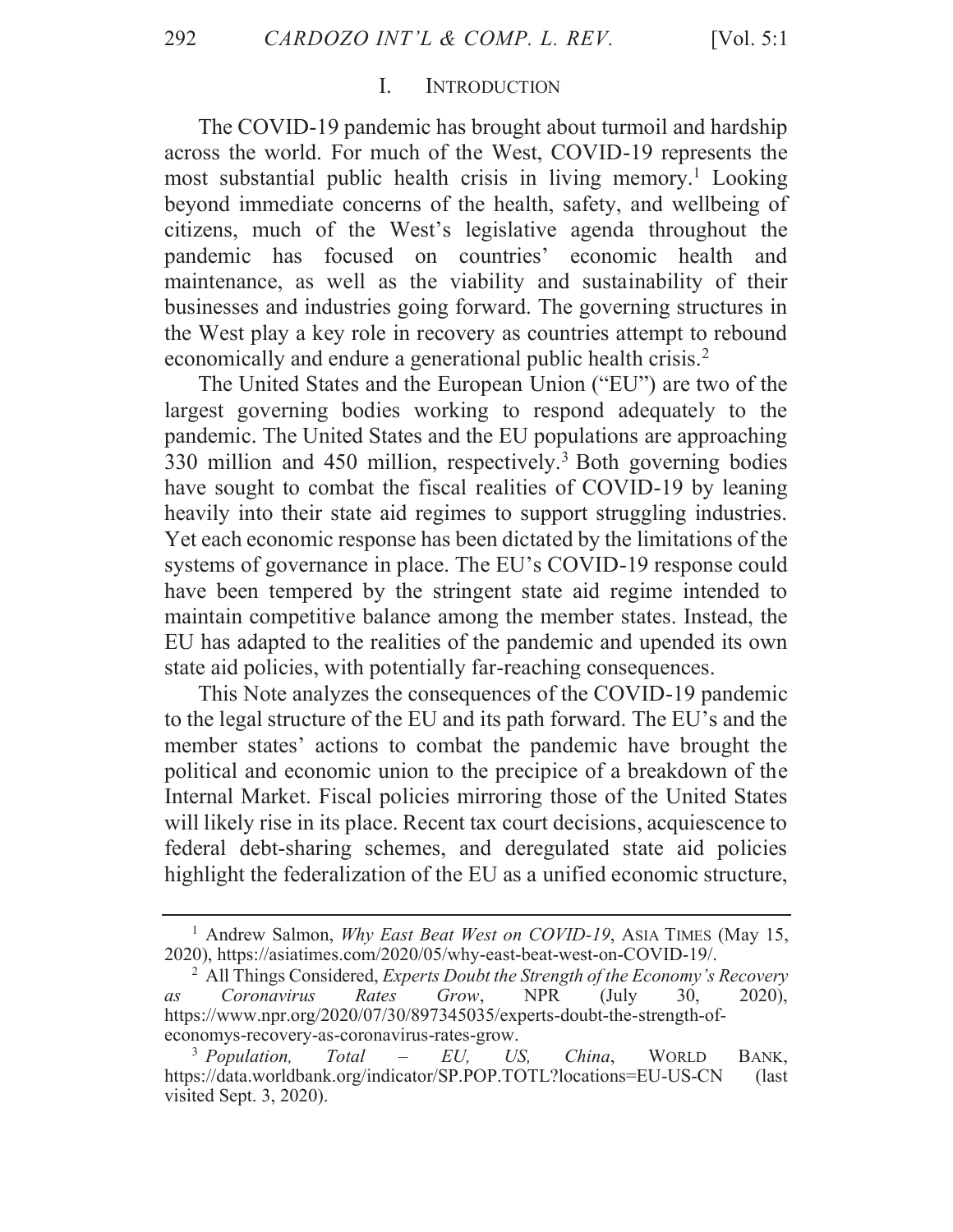## I. INTRODUCTION

The COVID-19 pandemic has brought about turmoil and hardship across the world. For much of the West, COVID-19 represents the most substantial public health crisis in living memory.[1] Looking beyond immediate concerns of the health, safety, and wellbeing of citizens, much of the West's legislative agenda throughout the pandemic has focused on countries' economic health and maintenance, as well as the viability and sustainability of their businesses and industries going forward. The governing structures in the West play a key role in recovery as countries attempt to rebound economically and endure a generational public health crisis.[2]

The United States and the European Union ("EU") are two of the largest governing bodies working to respond adequately to the pandemic. The United States and the EU populations are approaching 330 million and 450 million, respectively.[3] Both governing bodies have sought to combat the fiscal realities of COVID-19 by leaning heavily into their state aid regimes to support struggling industries. Yet each economic response has been dictated by the limitations of the systems of governance in place. The EU's COVID-19 response could have been tempered by the stringent state aid regime intended to maintain competitive balance among the member states. Instead, the EU has adapted to the realities of the pandemic and upended its own state aid policies, with potentially far-reaching consequences.

This Note analyzes the consequences of the COVID-19 pandemic to the legal structure of the EU and its path forward. The EU's and the member states' actions to combat the pandemic have brought the political and economic union to the precipice of a breakdown of the Internal Market. Fiscal policies mirroring those of the United States will likely rise in its place. Recent tax court decisions, acquiescence to federal debt-sharing schemes, and deregulated state aid policies highlight the federalization of the EU as a unified economic structure,

---

[1] Andrew Salmon, *Why East Beat West on COVID-19*, ASIA TIMES (May 15, 2020), https://asiatimes.com/2020/05/why-east-beat-west-on-COVID-19/.

[2] All Things Considered, *Experts Doubt the Strength of the Economy's Recovery as Coronavirus Rates Grow*, NPR (July 30, 2020), https://www.npr.org/2020/07/30/897345035/experts-doubt-the-strength-of-economys-recovery-as-coronavirus-rates-grow.

[3] *Population, Total – EU, US, China*, WORLD BANK, https://data.worldbank.org/indicator/SP.POP.TOTL?locations=EU-US-CN (last visited Sept. 3, 2020).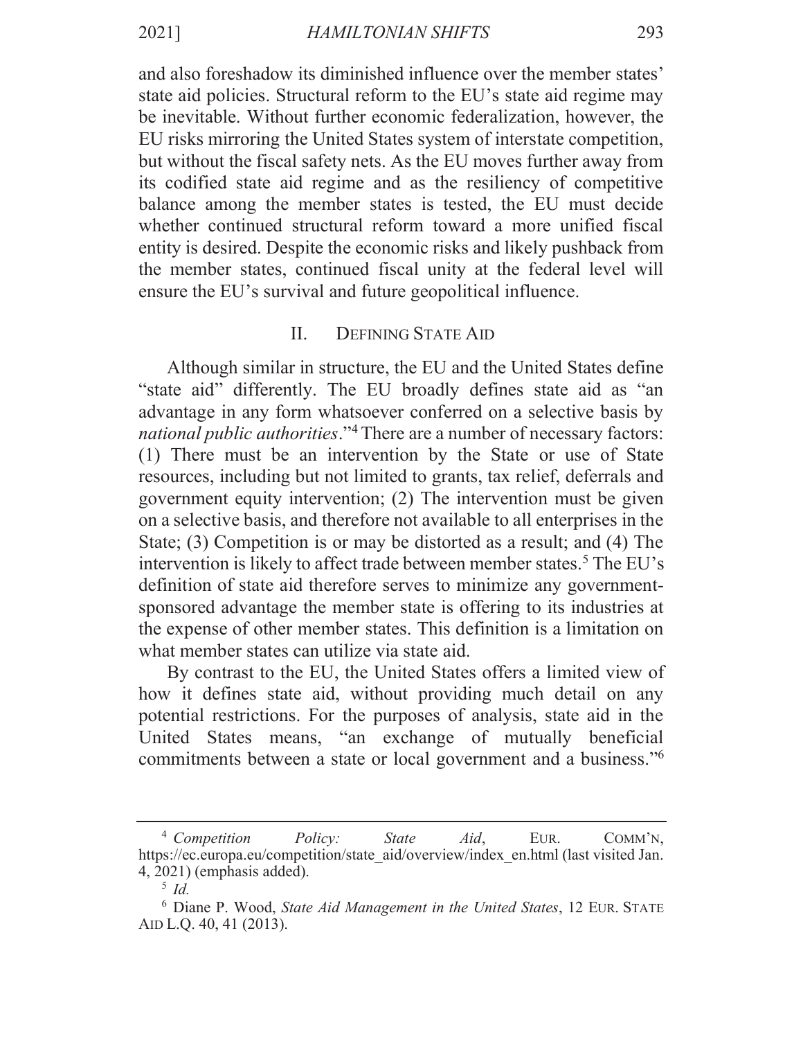and also foreshadow its diminished influence over the member states' state aid policies. Structural reform to the EU's state aid regime may be inevitable. Without further economic federalization, however, the EU risks mirroring the United States system of interstate competition, but without the fiscal safety nets. As the EU moves further away from its codified state aid regime and as the resiliency of competitive balance among the member states is tested, the EU must decide whether continued structural reform toward a more unified fiscal entity is desired. Despite the economic risks and likely pushback from the member states, continued fiscal unity at the federal level will ensure the EU's survival and future geopolitical influence.

## II. DEFINING STATE AID

Although similar in structure, the EU and the United States define "state aid" differently. The EU broadly defines state aid as "an advantage in any form whatsoever conferred on a selective basis by *national public authorities*."[4] There are a number of necessary factors: (1) There must be an intervention by the State or use of State resources, including but not limited to grants, tax relief, deferrals and government equity intervention; (2) The intervention must be given on a selective basis, and therefore not available to all enterprises in the State; (3) Competition is or may be distorted as a result; and (4) The intervention is likely to affect trade between member states.[5] The EU's definition of state aid therefore serves to minimize any government-sponsored advantage the member state is offering to its industries at the expense of other member states. This definition is a limitation on what member states can utilize via state aid.

By contrast to the EU, the United States offers a limited view of how it defines state aid, without providing much detail on any potential restrictions. For the purposes of analysis, state aid in the United States means, "an exchange of mutually beneficial commitments between a state or local government and a business."[6]

---

[4] *Competition Policy: State Aid*, EUR. COMM'N, https://ec.europa.eu/competition/state_aid/overview/index_en.html (last visited Jan. 4, 2021) (emphasis added).

[5] *Id.*

[6] Diane P. Wood, *State Aid Management in the United States*, 12 EUR. STATE AID L.Q. 40, 41 (2013).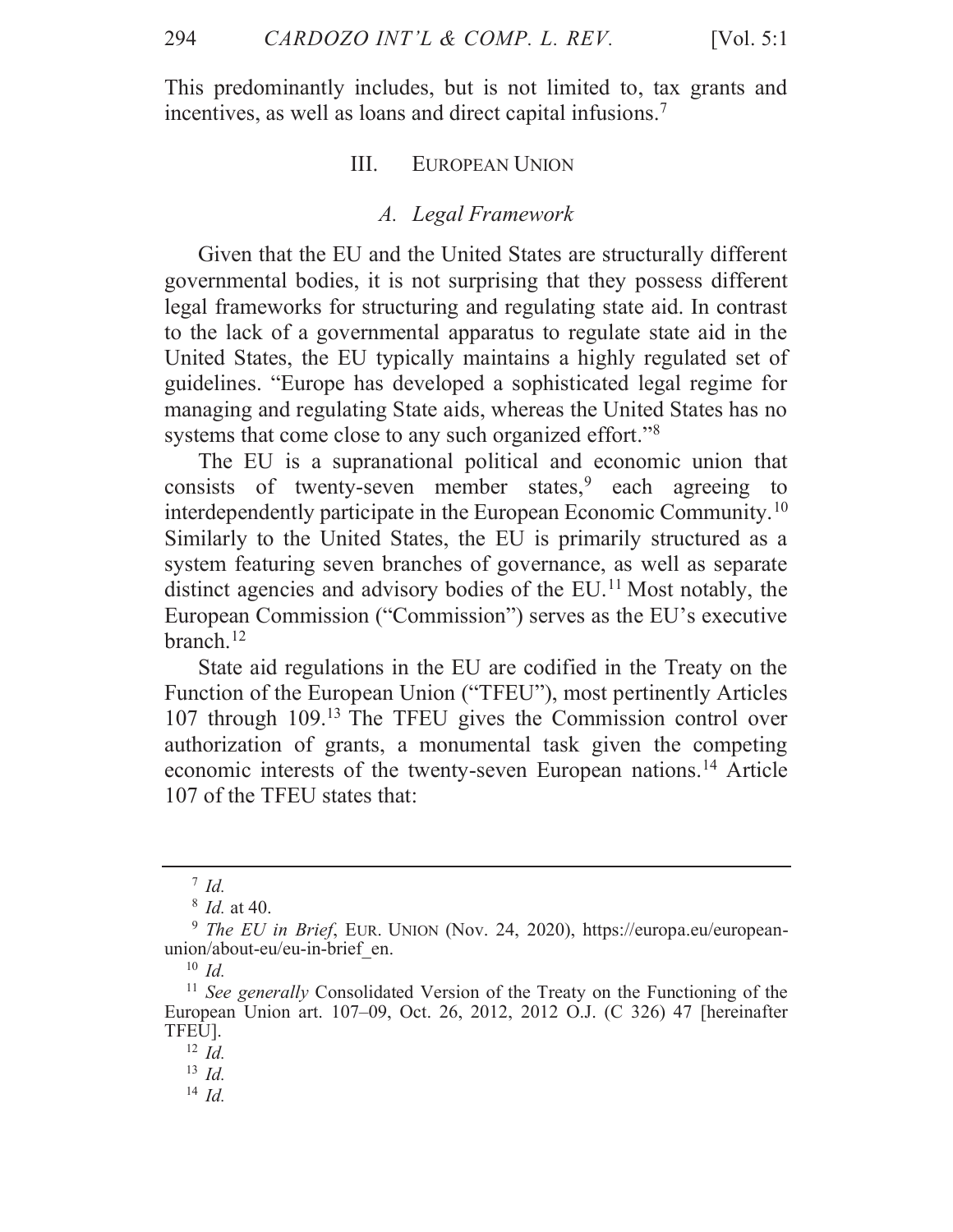This predominantly includes, but is not limited to, tax grants and incentives, as well as loans and direct capital infusions.[7]

## III. European Union

### A. Legal Framework

Given that the EU and the United States are structurally different governmental bodies, it is not surprising that they possess different legal frameworks for structuring and regulating state aid. In contrast to the lack of a governmental apparatus to regulate state aid in the United States, the EU typically maintains a highly regulated set of guidelines. "Europe has developed a sophisticated legal regime for managing and regulating State aids, whereas the United States has no systems that come close to any such organized effort."[8]

The EU is a supranational political and economic union that consists of twenty-seven member states,[9] each agreeing to interdependently participate in the European Economic Community.[10] Similarly to the United States, the EU is primarily structured as a system featuring seven branches of governance, as well as separate distinct agencies and advisory bodies of the EU.[11] Most notably, the European Commission ("Commission") serves as the EU's executive branch.[12]

State aid regulations in the EU are codified in the Treaty on the Function of the European Union ("TFEU"), most pertinently Articles 107 through 109.[13] The TFEU gives the Commission control over authorization of grants, a monumental task given the competing economic interests of the twenty-seven European nations.[14] Article 107 of the TFEU states that:

---

[7] *Id.*

[8] *Id.* at 40.

[9] *The EU in Brief*, EUR. UNION (Nov. 24, 2020), https://europa.eu/european-union/about-eu/eu-in-brief_en.

[10] *Id.*

[11] *See generally* Consolidated Version of the Treaty on the Functioning of the European Union art. 107–09, Oct. 26, 2012, 2012 O.J. (C 326) 47 [hereinafter TFEU].

[12] *Id.*

[13] *Id.*

[14] *Id.*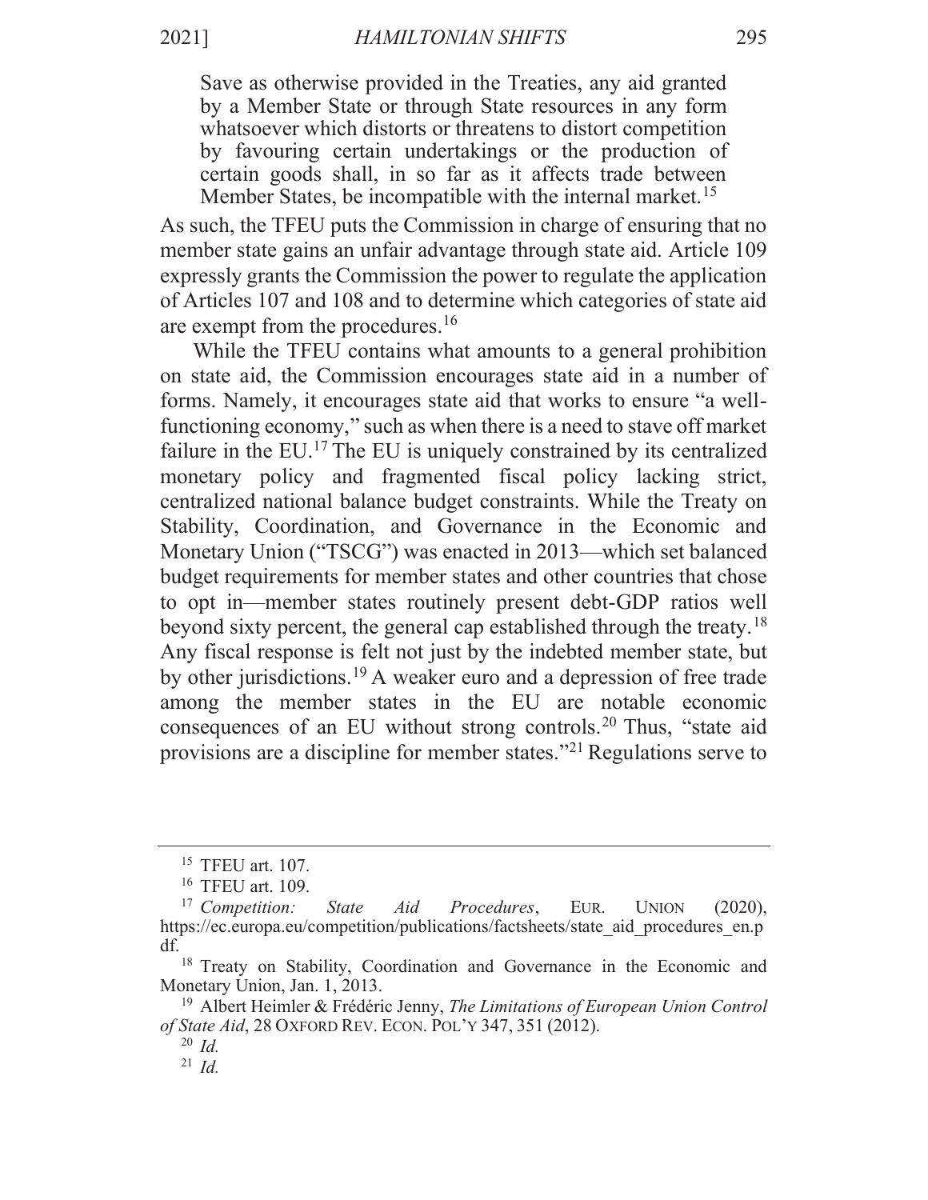> Save as otherwise provided in the Treaties, any aid granted by a Member State or through State resources in any form whatsoever which distorts or threatens to distort competition by favouring certain undertakings or the production of certain goods shall, in so far as it affects trade between Member States, be incompatible with the internal market.[15]

As such, the TFEU puts the Commission in charge of ensuring that no member state gains an unfair advantage through state aid. Article 109 expressly grants the Commission the power to regulate the application of Articles 107 and 108 and to determine which categories of state aid are exempt from the procedures.[16]

While the TFEU contains what amounts to a general prohibition on state aid, the Commission encourages state aid in a number of forms. Namely, it encourages state aid that works to ensure "a well-functioning economy," such as when there is a need to stave off market failure in the EU.[17] The EU is uniquely constrained by its centralized monetary policy and fragmented fiscal policy lacking strict, centralized national balance budget constraints. While the Treaty on Stability, Coordination, and Governance in the Economic and Monetary Union ("TSCG") was enacted in 2013—which set balanced budget requirements for member states and other countries that chose to opt in—member states routinely present debt-GDP ratios well beyond sixty percent, the general cap established through the treaty.[18] Any fiscal response is felt not just by the indebted member state, but by other jurisdictions.[19] A weaker euro and a depression of free trade among the member states in the EU are notable economic consequences of an EU without strong controls.[20] Thus, "state aid provisions are a discipline for member states."[21] Regulations serve to

---

[15] TFEU art. 107.

[16] TFEU art. 109.

[17] *Competition: State Aid Procedures*, EUR. UNION (2020), https://ec.europa.eu/competition/publications/factsheets/state_aid_procedures_en.pdf.

[18] Treaty on Stability, Coordination and Governance in the Economic and Monetary Union, Jan. 1, 2013.

[19] Albert Heimler & Frédéric Jenny, *The Limitations of European Union Control of State Aid*, 28 OXFORD REV. ECON. POL'Y 347, 351 (2012).

[20] *Id.*

[21] *Id.*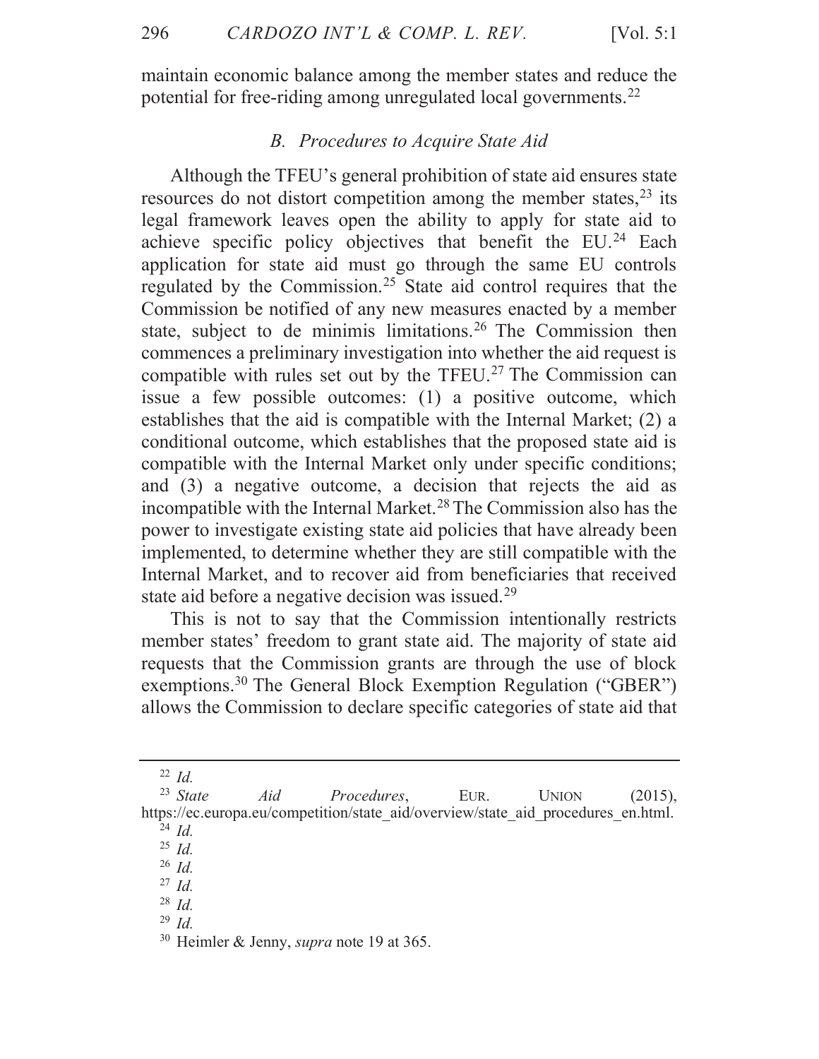maintain economic balance among the member states and reduce the potential for free-riding among unregulated local governments.[22]

### *B. Procedures to Acquire State Aid*

Although the TFEU's general prohibition of state aid ensures state resources do not distort competition among the member states,[23] its legal framework leaves open the ability to apply for state aid to achieve specific policy objectives that benefit the EU.[24] Each application for state aid must go through the same EU controls regulated by the Commission.[25] State aid control requires that the Commission be notified of any new measures enacted by a member state, subject to de minimis limitations.[26] The Commission then commences a preliminary investigation into whether the aid request is compatible with rules set out by the TFEU.[27] The Commission can issue a few possible outcomes: (1) a positive outcome, which establishes that the aid is compatible with the Internal Market; (2) a conditional outcome, which establishes that the proposed state aid is compatible with the Internal Market only under specific conditions; and (3) a negative outcome, a decision that rejects the aid as incompatible with the Internal Market.[28] The Commission also has the power to investigate existing state aid policies that have already been implemented, to determine whether they are still compatible with the Internal Market, and to recover aid from beneficiaries that received state aid before a negative decision was issued.[29]

This is not to say that the Commission intentionally restricts member states' freedom to grant state aid. The majority of state aid requests that the Commission grants are through the use of block exemptions.[30] The General Block Exemption Regulation ("GBER") allows the Commission to declare specific categories of state aid that

---

[22] *Id.*

[23] *State Aid Procedures*, EUR. UNION (2015), https://ec.europa.eu/competition/state_aid/overview/state_aid_procedures_en.html.

[24] *Id.*

[25] *Id.*

[26] *Id.*

[27] *Id.*

[28] *Id.*

[29] *Id.*

[30] Heimler & Jenny, *supra* note 19 at 365.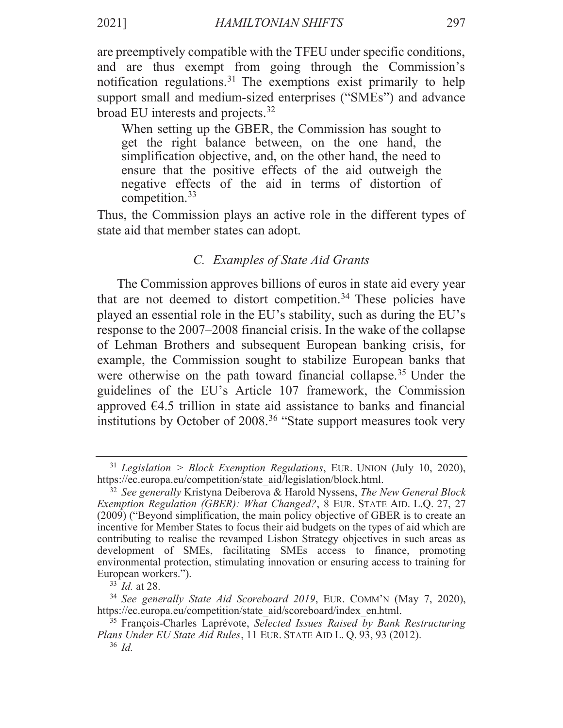are preemptively compatible with the TFEU under specific conditions, and are thus exempt from going through the Commission's notification regulations.[31] The exemptions exist primarily to help support small and medium-sized enterprises ("SMEs") and advance broad EU interests and projects.[32]

> When setting up the GBER, the Commission has sought to get the right balance between, on the one hand, the simplification objective, and, on the other hand, the need to ensure that the positive effects of the aid outweigh the negative effects of the aid in terms of distortion of competition.[33]

Thus, the Commission plays an active role in the different types of state aid that member states can adopt.

### *C. Examples of State Aid Grants*

The Commission approves billions of euros in state aid every year that are not deemed to distort competition.[34] These policies have played an essential role in the EU's stability, such as during the EU's response to the 2007–2008 financial crisis. In the wake of the collapse of Lehman Brothers and subsequent European banking crisis, for example, the Commission sought to stabilize European banks that were otherwise on the path toward financial collapse.[35] Under the guidelines of the EU's Article 107 framework, the Commission approved €4.5 trillion in state aid assistance to banks and financial institutions by October of 2008.[36] "State support measures took very

---

[31] *Legislation > Block Exemption Regulations*, EUR. UNION (July 10, 2020), https://ec.europa.eu/competition/state_aid/legislation/block.html.

[32] *See generally* Kristyna Deiberova & Harold Nyssens, *The New General Block Exemption Regulation (GBER): What Changed?*, 8 EUR. STATE AID. L.Q. 27, 27 (2009) ("Beyond simplification, the main policy objective of GBER is to create an incentive for Member States to focus their aid budgets on the types of aid which are contributing to realise the revamped Lisbon Strategy objectives in such areas as development of SMEs, facilitating SMEs access to finance, promoting environmental protection, stimulating innovation or ensuring access to training for European workers.").

[33] *Id.* at 28.

[34] *See generally State Aid Scoreboard 2019*, EUR. COMM'N (May 7, 2020), https://ec.europa.eu/competition/state_aid/scoreboard/index_en.html.

[35] François-Charles Laprévote, *Selected Issues Raised by Bank Restructuring Plans Under EU State Aid Rules*, 11 EUR. STATE AID L. Q. 93, 93 (2012).

[36] *Id.*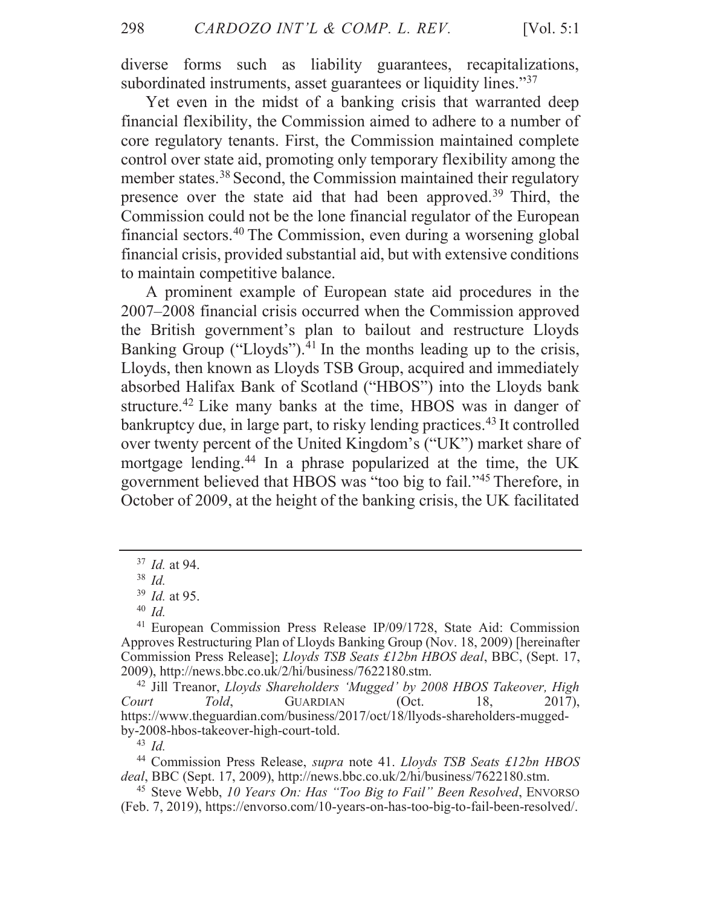diverse forms such as liability guarantees, recapitalizations, subordinated instruments, asset guarantees or liquidity lines."[37]

Yet even in the midst of a banking crisis that warranted deep financial flexibility, the Commission aimed to adhere to a number of core regulatory tenants. First, the Commission maintained complete control over state aid, promoting only temporary flexibility among the member states.[38] Second, the Commission maintained their regulatory presence over the state aid that had been approved.[39] Third, the Commission could not be the lone financial regulator of the European financial sectors.[40] The Commission, even during a worsening global financial crisis, provided substantial aid, but with extensive conditions to maintain competitive balance.

A prominent example of European state aid procedures in the 2007–2008 financial crisis occurred when the Commission approved the British government's plan to bailout and restructure Lloyds Banking Group ("Lloyds").[41] In the months leading up to the crisis, Lloyds, then known as Lloyds TSB Group, acquired and immediately absorbed Halifax Bank of Scotland ("HBOS") into the Lloyds bank structure.[42] Like many banks at the time, HBOS was in danger of bankruptcy due, in large part, to risky lending practices.[43] It controlled over twenty percent of the United Kingdom's ("UK") market share of mortgage lending.[44] In a phrase popularized at the time, the UK government believed that HBOS was "too big to fail."[45] Therefore, in October of 2009, at the height of the banking crisis, the UK facilitated

---

[37] *Id.* at 94.

[38] *Id.*

[39] *Id.* at 95.

[40] *Id.*

[41] European Commission Press Release IP/09/1728, State Aid: Commission Approves Restructuring Plan of Lloyds Banking Group (Nov. 18, 2009) [hereinafter Commission Press Release]; *Lloyds TSB Seats £12bn HBOS deal*, BBC, (Sept. 17, 2009), http://news.bbc.co.uk/2/hi/business/7622180.stm.

[42] Jill Treanor, *Lloyds Shareholders 'Mugged' by 2008 HBOS Takeover, High Court Told*, GUARDIAN (Oct. 18, 2017), https://www.theguardian.com/business/2017/oct/18/llyods-shareholders-mugged-by-2008-hbos-takeover-high-court-told.

[43] *Id.*

[44] Commission Press Release, *supra* note 41. *Lloyds TSB Seats £12bn HBOS deal*, BBC (Sept. 17, 2009), http://news.bbc.co.uk/2/hi/business/7622180.stm.

[45] Steve Webb, *10 Years On: Has "Too Big to Fail" Been Resolved*, ENVORSO (Feb. 7, 2019), https://envorso.com/10-years-on-has-too-big-to-fail-been-resolved/.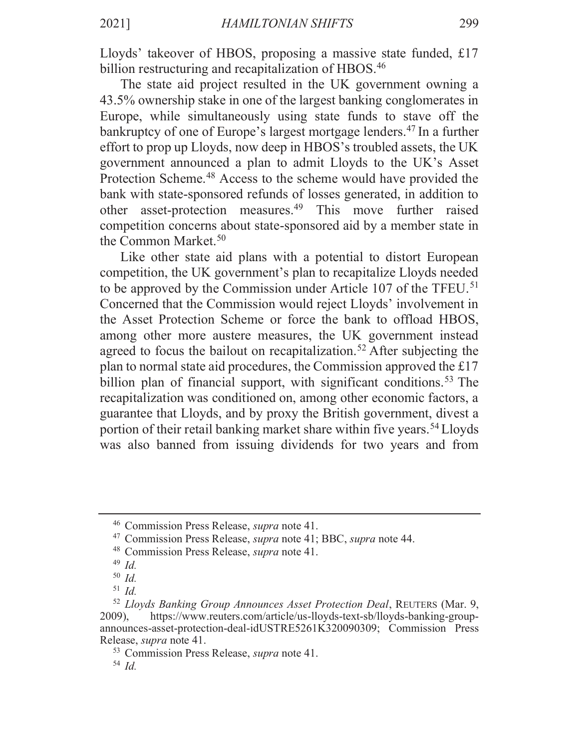Lloyds' takeover of HBOS, proposing a massive state funded, £17 billion restructuring and recapitalization of HBOS.[46]

The state aid project resulted in the UK government owning a 43.5% ownership stake in one of the largest banking conglomerates in Europe, while simultaneously using state funds to stave off the bankruptcy of one of Europe's largest mortgage lenders.[47] In a further effort to prop up Lloyds, now deep in HBOS's troubled assets, the UK government announced a plan to admit Lloyds to the UK's Asset Protection Scheme.[48] Access to the scheme would have provided the bank with state-sponsored refunds of losses generated, in addition to other asset-protection measures.[49] This move further raised competition concerns about state-sponsored aid by a member state in the Common Market.[50]

Like other state aid plans with a potential to distort European competition, the UK government's plan to recapitalize Lloyds needed to be approved by the Commission under Article 107 of the TFEU.[51] Concerned that the Commission would reject Lloyds' involvement in the Asset Protection Scheme or force the bank to offload HBOS, among other more austere measures, the UK government instead agreed to focus the bailout on recapitalization.[52] After subjecting the plan to normal state aid procedures, the Commission approved the £17 billion plan of financial support, with significant conditions.[53] The recapitalization was conditioned on, among other economic factors, a guarantee that Lloyds, and by proxy the British government, divest a portion of their retail banking market share within five years.[54] Lloyds was also banned from issuing dividends for two years and from

---

[46] Commission Press Release, *supra* note 41.

[47] Commission Press Release, *supra* note 41; BBC, *supra* note 44.

[48] Commission Press Release, *supra* note 41.

[49] *Id.*

[50] *Id.*

[51] *Id.*

[52] *Lloyds Banking Group Announces Asset Protection Deal*, REUTERS (Mar. 9, 2009), https://www.reuters.com/article/us-lloyds-text-sb/lloyds-banking-group-announces-asset-protection-deal-idUSTRE5261K320090309; Commission Press Release, *supra* note 41.

[53] Commission Press Release, *supra* note 41.

[54] *Id.*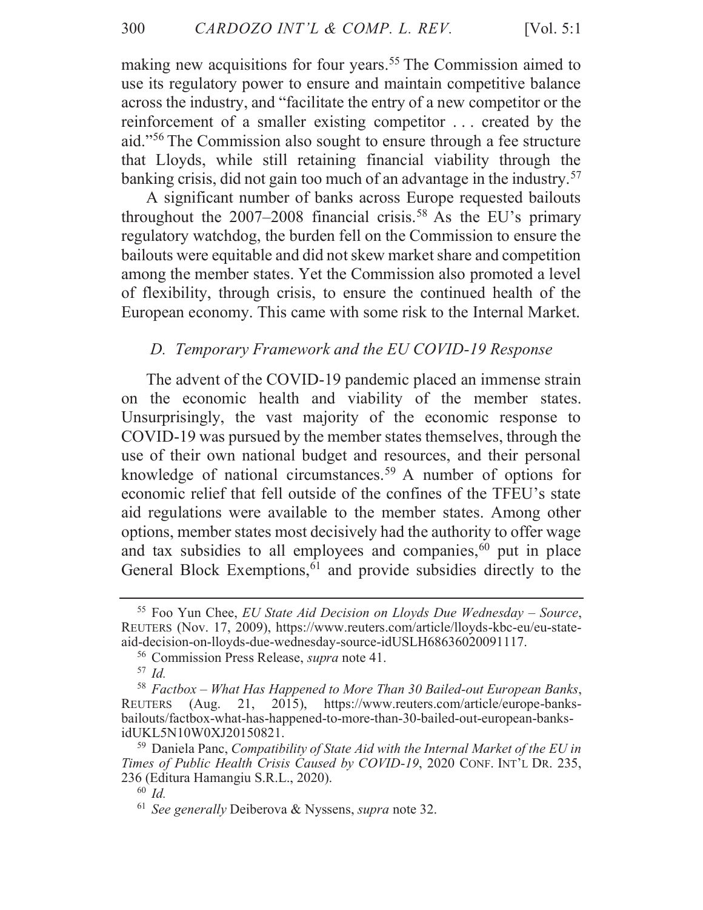making new acquisitions for four years.[55] The Commission aimed to use its regulatory power to ensure and maintain competitive balance across the industry, and "facilitate the entry of a new competitor or the reinforcement of a smaller existing competitor . . . created by the aid."[56] The Commission also sought to ensure through a fee structure that Lloyds, while still retaining financial viability through the banking crisis, did not gain too much of an advantage in the industry.[57]

A significant number of banks across Europe requested bailouts throughout the 2007–2008 financial crisis.[58] As the EU's primary regulatory watchdog, the burden fell on the Commission to ensure the bailouts were equitable and did not skew market share and competition among the member states. Yet the Commission also promoted a level of flexibility, through crisis, to ensure the continued health of the European economy. This came with some risk to the Internal Market.

### *D. Temporary Framework and the EU COVID-19 Response*

The advent of the COVID-19 pandemic placed an immense strain on the economic health and viability of the member states. Unsurprisingly, the vast majority of the economic response to COVID-19 was pursued by the member states themselves, through the use of their own national budget and resources, and their personal knowledge of national circumstances.[59] A number of options for economic relief that fell outside of the confines of the TFEU's state aid regulations were available to the member states. Among other options, member states most decisively had the authority to offer wage and tax subsidies to all employees and companies,[60] put in place General Block Exemptions,[61] and provide subsidies directly to the

---

[55] Foo Yun Chee, *EU State Aid Decision on Lloyds Due Wednesday – Source*, REUTERS (Nov. 17, 2009), https://www.reuters.com/article/lloyds-kbc-eu/eu-state-aid-decision-on-lloyds-due-wednesday-source-idUSLH68636020091117.

[56] Commission Press Release, *supra* note 41.

[57] *Id.*

[58] *Factbox – What Has Happened to More Than 30 Bailed-out European Banks*, REUTERS (Aug. 21, 2015), https://www.reuters.com/article/europe-banks-bailouts/factbox-what-has-happened-to-more-than-30-bailed-out-european-banks-idUKL5N10W0XJ20150821.

[59] Daniela Panc, *Compatibility of State Aid with the Internal Market of the EU in Times of Public Health Crisis Caused by COVID-19*, 2020 CONF. INT'L DR. 235, 236 (Editura Hamangiu S.R.L., 2020).

[60] *Id.*

[61] *See generally* Deiberova & Nyssens, *supra* note 32.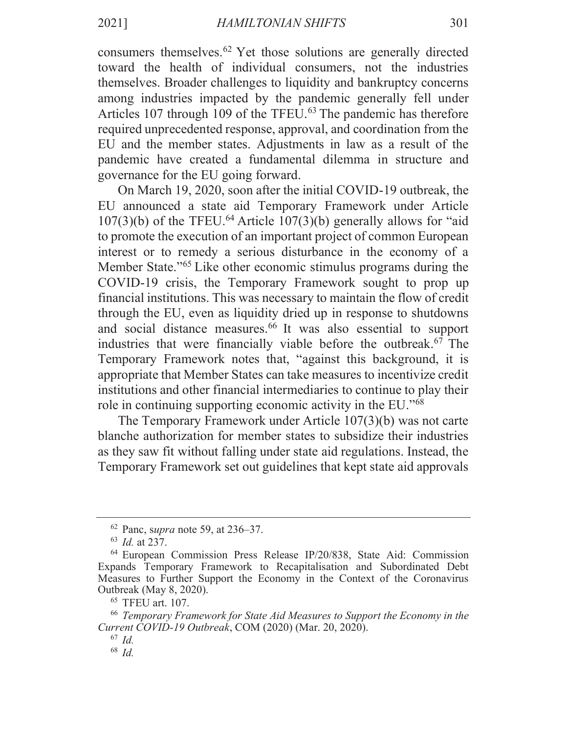consumers themselves.[62] Yet those solutions are generally directed toward the health of individual consumers, not the industries themselves. Broader challenges to liquidity and bankruptcy concerns among industries impacted by the pandemic generally fell under Articles 107 through 109 of the TFEU.[63] The pandemic has therefore required unprecedented response, approval, and coordination from the EU and the member states. Adjustments in law as a result of the pandemic have created a fundamental dilemma in structure and governance for the EU going forward.

On March 19, 2020, soon after the initial COVID-19 outbreak, the EU announced a state aid Temporary Framework under Article 107(3)(b) of the TFEU.[64] Article 107(3)(b) generally allows for "aid to promote the execution of an important project of common European interest or to remedy a serious disturbance in the economy of a Member State."[65] Like other economic stimulus programs during the COVID-19 crisis, the Temporary Framework sought to prop up financial institutions. This was necessary to maintain the flow of credit through the EU, even as liquidity dried up in response to shutdowns and social distance measures.[66] It was also essential to support industries that were financially viable before the outbreak.[67] The Temporary Framework notes that, "against this background, it is appropriate that Member States can take measures to incentivize credit institutions and other financial intermediaries to continue to play their role in continuing supporting economic activity in the EU."[68]

The Temporary Framework under Article 107(3)(b) was not carte blanche authorization for member states to subsidize their industries as they saw fit without falling under state aid regulations. Instead, the Temporary Framework set out guidelines that kept state aid approvals

---

[62] Panc, s*upra* note 59, at 236–37.

[63] *Id.* at 237.

[64] European Commission Press Release IP/20/838, State Aid: Commission Expands Temporary Framework to Recapitalisation and Subordinated Debt Measures to Further Support the Economy in the Context of the Coronavirus Outbreak (May 8, 2020).

[65] TFEU art. 107.

[66] *Temporary Framework for State Aid Measures to Support the Economy in the Current COVID-19 Outbreak*, COM (2020) (Mar. 20, 2020).

[67] *Id.*

[68] *Id.*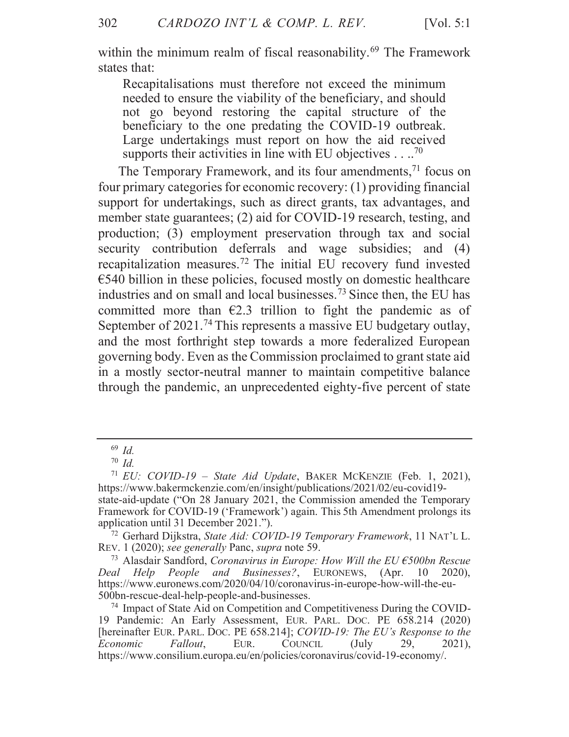within the minimum realm of fiscal reasonability.[69] The Framework states that:

> Recapitalisations must therefore not exceed the minimum needed to ensure the viability of the beneficiary, and should not go beyond restoring the capital structure of the beneficiary to the one predating the COVID-19 outbreak. Large undertakings must report on how the aid received supports their activities in line with EU objectives . . ..[70]

The Temporary Framework, and its four amendments,[71] focus on four primary categories for economic recovery: (1) providing financial support for undertakings, such as direct grants, tax advantages, and member state guarantees; (2) aid for COVID-19 research, testing, and production; (3) employment preservation through tax and social security contribution deferrals and wage subsidies; and (4) recapitalization measures.[72] The initial EU recovery fund invested €540 billion in these policies, focused mostly on domestic healthcare industries and on small and local businesses.[73] Since then, the EU has committed more than €2.3 trillion to fight the pandemic as of September of 2021.[74] This represents a massive EU budgetary outlay, and the most forthright step towards a more federalized European governing body. Even as the Commission proclaimed to grant state aid in a mostly sector-neutral manner to maintain competitive balance through the pandemic, an unprecedented eighty-five percent of state

---

[69] *Id.*

[70] *Id.*

[71] *EU: COVID-19 – State Aid Update*, BAKER MCKENZIE (Feb. 1, 2021), https://www.bakermckenzie.com/en/insight/publications/2021/02/eu-covid19-state-aid-update ("On 28 January 2021, the Commission amended the Temporary Framework for COVID-19 ('Framework') again. This 5th Amendment prolongs its application until 31 December 2021.").

[72] Gerhard Dijkstra, *State Aid: COVID-19 Temporary Framework*, 11 NAT'L L. REV. 1 (2020); *see generally* Panc, *supra* note 59.

[73] Alasdair Sandford, *Coronavirus in Europe: How Will the EU €500bn Rescue Deal Help People and Businesses?*, EURONEWS, (Apr. 10 2020), https://www.euronews.com/2020/04/10/coronavirus-in-europe-how-will-the-eu-500bn-rescue-deal-help-people-and-businesses.

[74] Impact of State Aid on Competition and Competitiveness During the COVID-19 Pandemic: An Early Assessment, EUR. PARL. DOC. PE 658.214 (2020) [hereinafter EUR. PARL. DOC. PE 658.214]; *COVID-19: The EU's Response to the Economic Fallout*, EUR. COUNCIL (July 29, 2021), https://www.consilium.europa.eu/en/policies/coronavirus/covid-19-economy/.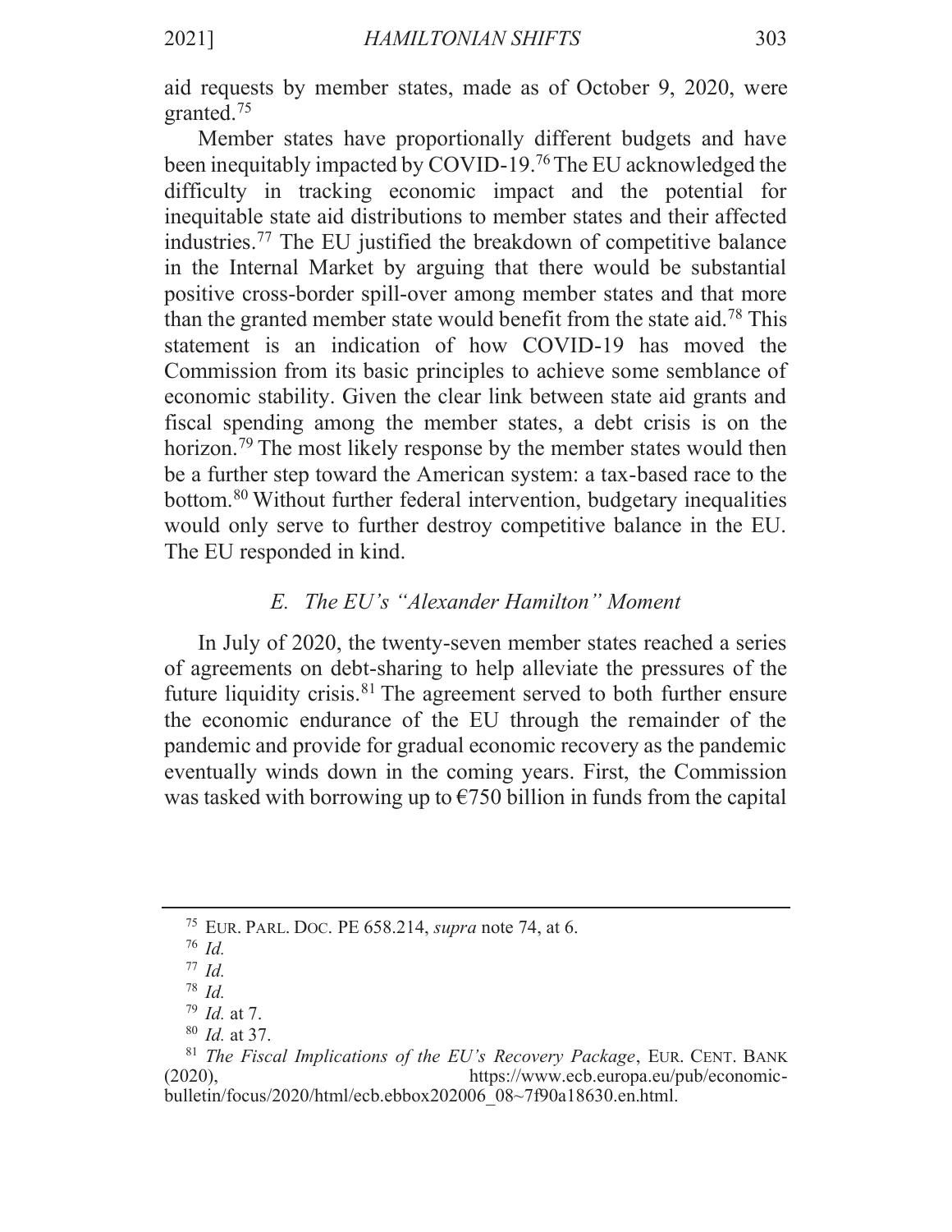aid requests by member states, made as of October 9, 2020, were granted.[75]

Member states have proportionally different budgets and have been inequitably impacted by COVID-19.[76] The EU acknowledged the difficulty in tracking economic impact and the potential for inequitable state aid distributions to member states and their affected industries.[77] The EU justified the breakdown of competitive balance in the Internal Market by arguing that there would be substantial positive cross-border spill-over among member states and that more than the granted member state would benefit from the state aid.[78] This statement is an indication of how COVID-19 has moved the Commission from its basic principles to achieve some semblance of economic stability. Given the clear link between state aid grants and fiscal spending among the member states, a debt crisis is on the horizon.[79] The most likely response by the member states would then be a further step toward the American system: a tax-based race to the bottom.[80] Without further federal intervention, budgetary inequalities would only serve to further destroy competitive balance in the EU. The EU responded in kind.

### *E. The EU's "Alexander Hamilton" Moment*

In July of 2020, the twenty-seven member states reached a series of agreements on debt-sharing to help alleviate the pressures of the future liquidity crisis.[81] The agreement served to both further ensure the economic endurance of the EU through the remainder of the pandemic and provide for gradual economic recovery as the pandemic eventually winds down in the coming years. First, the Commission was tasked with borrowing up to €750 billion in funds from the capital

---

[75] EUR. PARL. DOC. PE 658.214, *supra* note 74, at 6.

[76] *Id.*

[77] *Id.*

[78] *Id.*

[79] *Id.* at 7.

[80] *Id.* at 37.

[81] *The Fiscal Implications of the EU's Recovery Package*, EUR. CENT. BANK (2020), https://www.ecb.europa.eu/pub/economic-bulletin/focus/2020/html/ecb.ebbox202006_08~7f90a18630.en.html.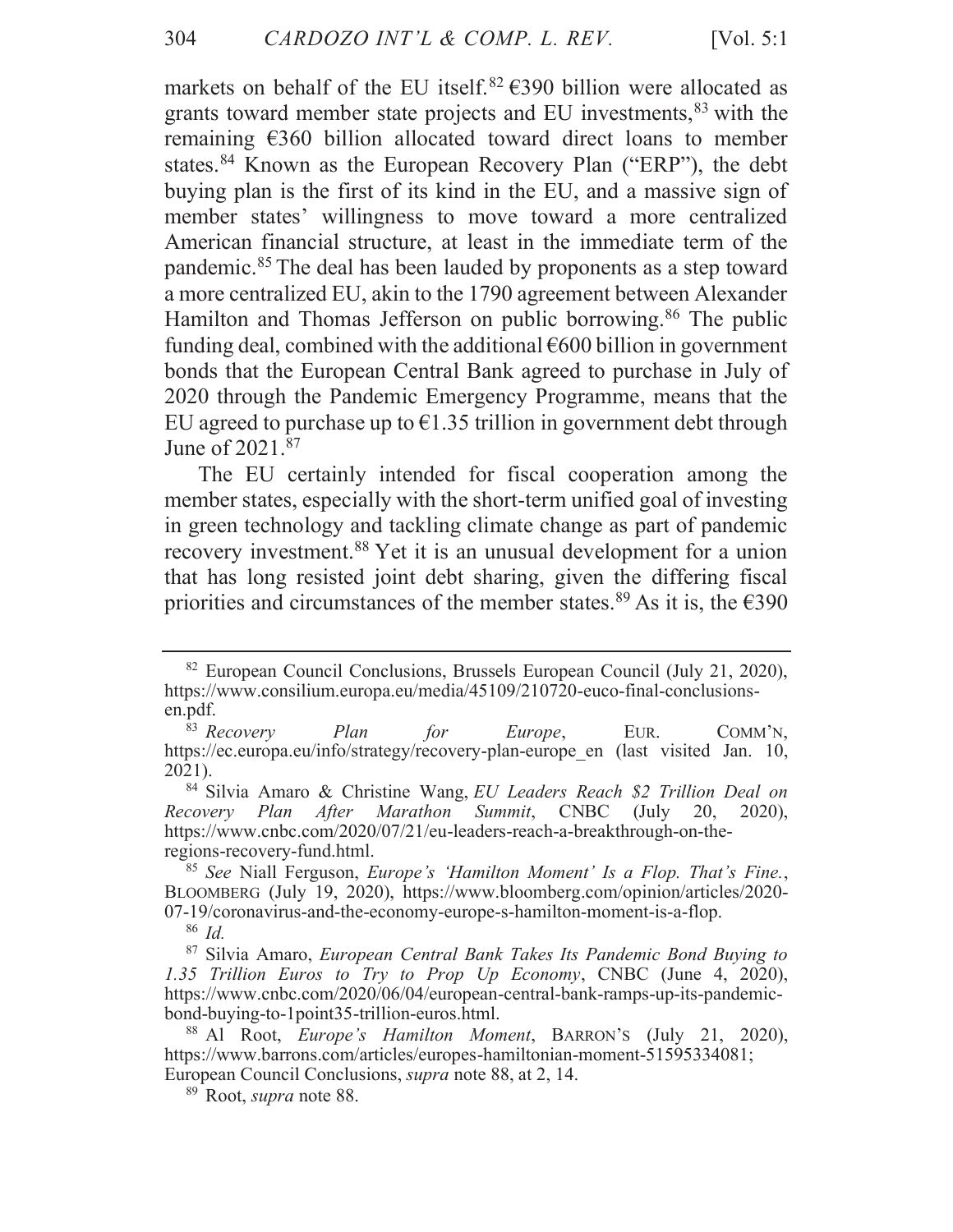markets on behalf of the EU itself.[82] €390 billion were allocated as grants toward member state projects and EU investments,[83] with the remaining €360 billion allocated toward direct loans to member states.[84] Known as the European Recovery Plan ("ERP"), the debt buying plan is the first of its kind in the EU, and a massive sign of member states' willingness to move toward a more centralized American financial structure, at least in the immediate term of the pandemic.[85] The deal has been lauded by proponents as a step toward a more centralized EU, akin to the 1790 agreement between Alexander Hamilton and Thomas Jefferson on public borrowing.[86] The public funding deal, combined with the additional €600 billion in government bonds that the European Central Bank agreed to purchase in July of 2020 through the Pandemic Emergency Programme, means that the EU agreed to purchase up to €1.35 trillion in government debt through June of 2021.[87]

The EU certainly intended for fiscal cooperation among the member states, especially with the short-term unified goal of investing in green technology and tackling climate change as part of pandemic recovery investment.[88] Yet it is an unusual development for a union that has long resisted joint debt sharing, given the differing fiscal priorities and circumstances of the member states.[89] As it is, the €390

---

[82] European Council Conclusions, Brussels European Council (July 21, 2020), https://www.consilium.europa.eu/media/45109/210720-euco-final-conclusions-en.pdf.

[83] *Recovery Plan for Europe*, EUR. COMM'N, https://ec.europa.eu/info/strategy/recovery-plan-europe_en (last visited Jan. 10, 2021).

[84] Silvia Amaro & Christine Wang, *EU Leaders Reach $2 Trillion Deal on Recovery Plan After Marathon Summit*, CNBC (July 20, 2020), https://www.cnbc.com/2020/07/21/eu-leaders-reach-a-breakthrough-on-the-regions-recovery-fund.html.

[85] *See* Niall Ferguson, *Europe's 'Hamilton Moment' Is a Flop. That's Fine.*, BLOOMBERG (July 19, 2020), https://www.bloomberg.com/opinion/articles/2020-07-19/coronavirus-and-the-economy-europe-s-hamilton-moment-is-a-flop.

[86] *Id.*

[87] Silvia Amaro, *European Central Bank Takes Its Pandemic Bond Buying to 1.35 Trillion Euros to Try to Prop Up Economy*, CNBC (June 4, 2020), https://www.cnbc.com/2020/06/04/european-central-bank-ramps-up-its-pandemic-bond-buying-to-1point35-trillion-euros.html.

[88] Al Root, *Europe's Hamilton Moment*, BARRON'S (July 21, 2020), https://www.barrons.com/articles/europes-hamiltonian-moment-51595334081; European Council Conclusions, *supra* note 88, at 2, 14.

[89] Root, *supra* note 88.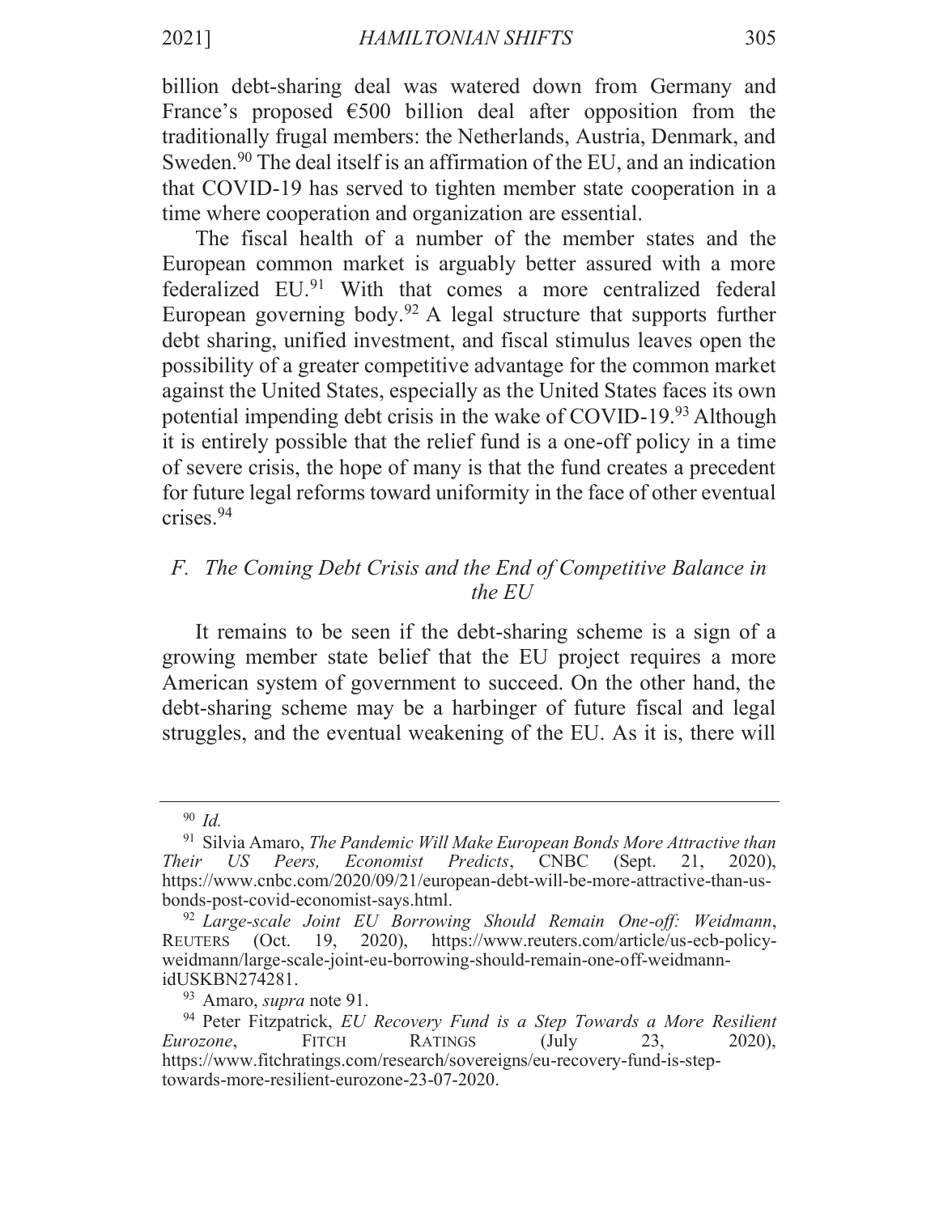billion debt-sharing deal was watered down from Germany and France's proposed €500 billion deal after opposition from the traditionally frugal members: the Netherlands, Austria, Denmark, and Sweden.[90] The deal itself is an affirmation of the EU, and an indication that COVID-19 has served to tighten member state cooperation in a time where cooperation and organization are essential.

The fiscal health of a number of the member states and the European common market is arguably better assured with a more federalized EU.[91] With that comes a more centralized federal European governing body.[92] A legal structure that supports further debt sharing, unified investment, and fiscal stimulus leaves open the possibility of a greater competitive advantage for the common market against the United States, especially as the United States faces its own potential impending debt crisis in the wake of COVID-19.[93] Although it is entirely possible that the relief fund is a one-off policy in a time of severe crisis, the hope of many is that the fund creates a precedent for future legal reforms toward uniformity in the face of other eventual crises.[94]

### *F. The Coming Debt Crisis and the End of Competitive Balance in the EU*

It remains to be seen if the debt-sharing scheme is a sign of a growing member state belief that the EU project requires a more American system of government to succeed. On the other hand, the debt-sharing scheme may be a harbinger of future fiscal and legal struggles, and the eventual weakening of the EU. As it is, there will

---

[90] *Id.*

[91] Silvia Amaro, *The Pandemic Will Make European Bonds More Attractive than Their US Peers, Economist Predicts*, CNBC (Sept. 21, 2020), https://www.cnbc.com/2020/09/21/european-debt-will-be-more-attractive-than-us-bonds-post-covid-economist-says.html.

[92] *Large-scale Joint EU Borrowing Should Remain One-off: Weidmann*, REUTERS (Oct. 19, 2020), https://www.reuters.com/article/us-ecb-policy-weidmann/large-scale-joint-eu-borrowing-should-remain-one-off-weidmann-idUSKBN274281.

[93] Amaro, *supra* note 91.

[94] Peter Fitzpatrick, *EU Recovery Fund is a Step Towards a More Resilient Eurozone*, FITCH RATINGS (July 23, 2020), https://www.fitchratings.com/research/sovereigns/eu-recovery-fund-is-step-towards-more-resilient-eurozone-23-07-2020.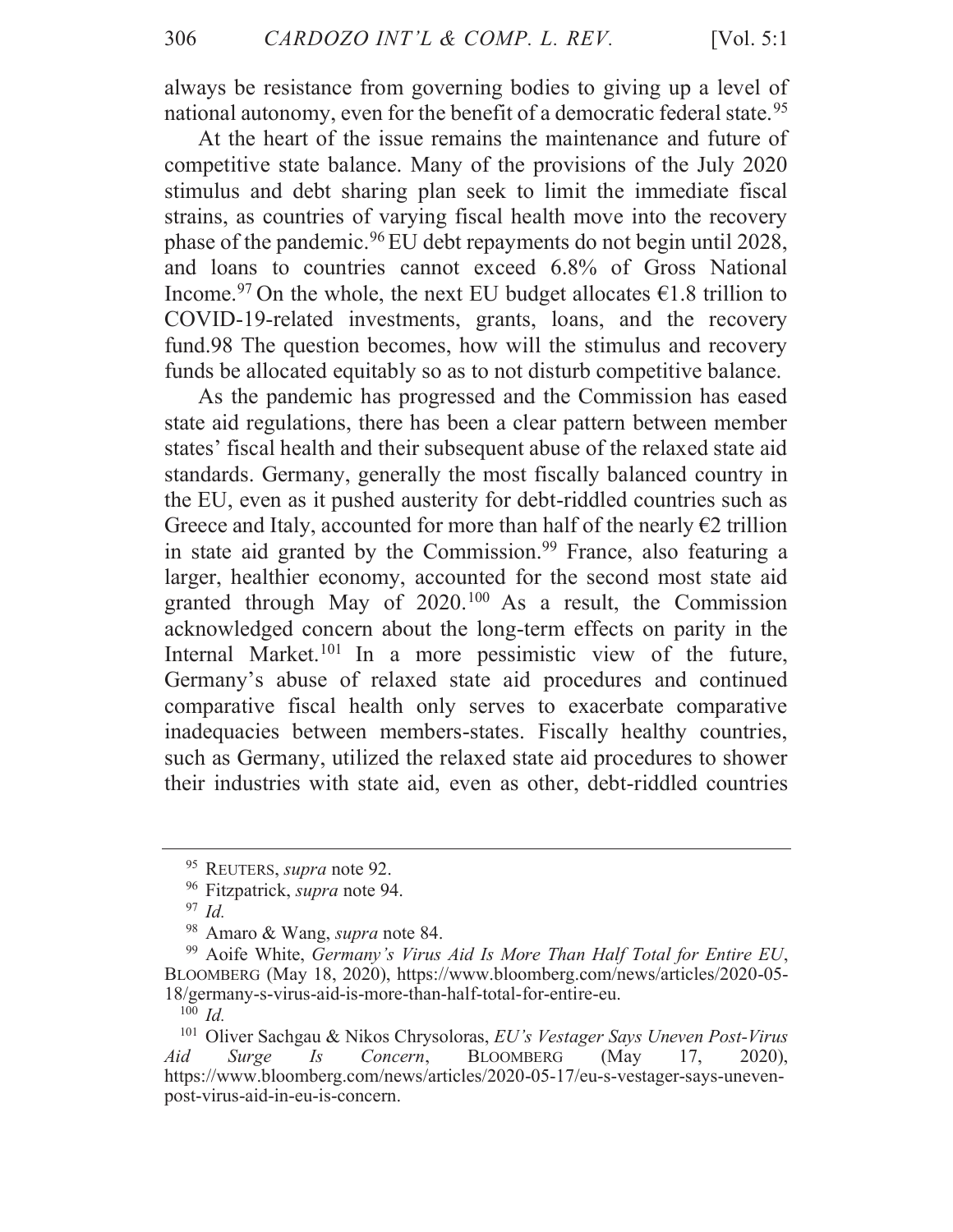always be resistance from governing bodies to giving up a level of national autonomy, even for the benefit of a democratic federal state.[95]

At the heart of the issue remains the maintenance and future of competitive state balance. Many of the provisions of the July 2020 stimulus and debt sharing plan seek to limit the immediate fiscal strains, as countries of varying fiscal health move into the recovery phase of the pandemic.[96] EU debt repayments do not begin until 2028, and loans to countries cannot exceed 6.8% of Gross National Income.[97] On the whole, the next EU budget allocates €1.8 trillion to COVID-19-related investments, grants, loans, and the recovery fund.98 The question becomes, how will the stimulus and recovery funds be allocated equitably so as to not disturb competitive balance.

As the pandemic has progressed and the Commission has eased state aid regulations, there has been a clear pattern between member states' fiscal health and their subsequent abuse of the relaxed state aid standards. Germany, generally the most fiscally balanced country in the EU, even as it pushed austerity for debt-riddled countries such as Greece and Italy, accounted for more than half of the nearly €2 trillion in state aid granted by the Commission.[99] France, also featuring a larger, healthier economy, accounted for the second most state aid granted through May of 2020.[100] As a result, the Commission acknowledged concern about the long-term effects on parity in the Internal Market.[101] In a more pessimistic view of the future, Germany's abuse of relaxed state aid procedures and continued comparative fiscal health only serves to exacerbate comparative inadequacies between members-states. Fiscally healthy countries, such as Germany, utilized the relaxed state aid procedures to shower their industries with state aid, even as other, debt-riddled countries

---

[95] REUTERS, *supra* note 92.

[96] Fitzpatrick, *supra* note 94.

[97] *Id.*

[98] Amaro & Wang, *supra* note 84.

[99] Aoife White, *Germany's Virus Aid Is More Than Half Total for Entire EU*, BLOOMBERG (May 18, 2020), https://www.bloomberg.com/news/articles/2020-05-18/germany-s-virus-aid-is-more-than-half-total-for-entire-eu.

[100] *Id.*

[101] Oliver Sachgau & Nikos Chrysoloras, *EU's Vestager Says Uneven Post-Virus Aid Surge Is Concern*, BLOOMBERG (May 17, 2020), https://www.bloomberg.com/news/articles/2020-05-17/eu-s-vestager-says-uneven-post-virus-aid-in-eu-is-concern.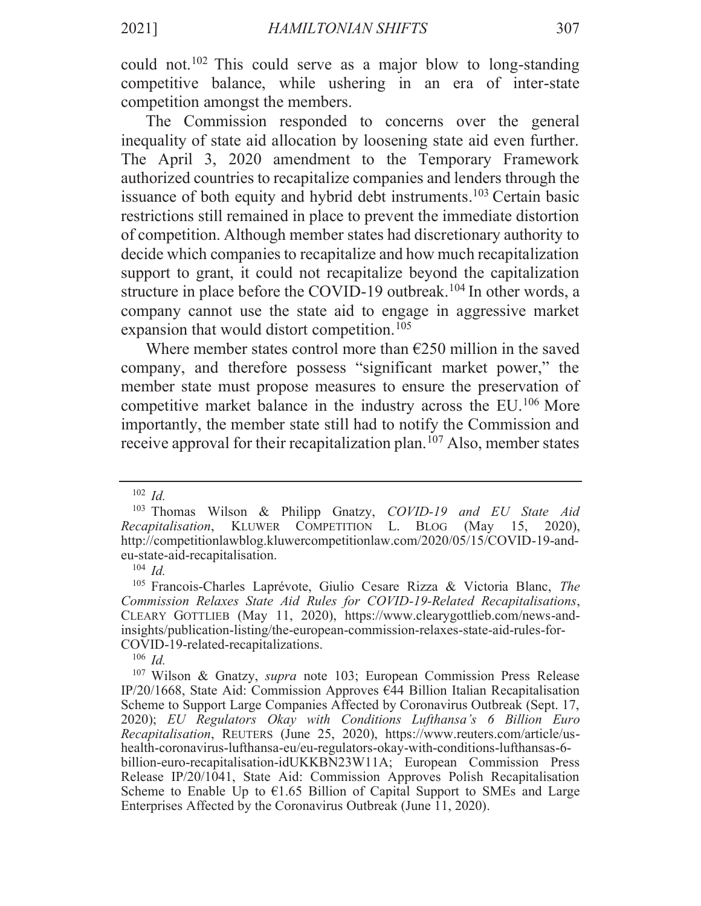could not.[102] This could serve as a major blow to long-standing competitive balance, while ushering in an era of inter-state competition amongst the members.

The Commission responded to concerns over the general inequality of state aid allocation by loosening state aid even further. The April 3, 2020 amendment to the Temporary Framework authorized countries to recapitalize companies and lenders through the issuance of both equity and hybrid debt instruments.[103] Certain basic restrictions still remained in place to prevent the immediate distortion of competition. Although member states had discretionary authority to decide which companies to recapitalize and how much recapitalization support to grant, it could not recapitalize beyond the capitalization structure in place before the COVID-19 outbreak.[104] In other words, a company cannot use the state aid to engage in aggressive market expansion that would distort competition.[105]

Where member states control more than €250 million in the saved company, and therefore possess "significant market power," the member state must propose measures to ensure the preservation of competitive market balance in the industry across the EU.[106] More importantly, the member state still had to notify the Commission and receive approval for their recapitalization plan.[107] Also, member states

---

[102] *Id.*

[103] Thomas Wilson & Philipp Gnatzy, *COVID-19 and EU State Aid Recapitalisation*, KLUWER COMPETITION L. BLOG (May 15, 2020), http://competitionlawblog.kluwercompetitionlaw.com/2020/05/15/COVID-19-and-eu-state-aid-recapitalisation.

[104] *Id.*

[105] Francois-Charles Laprévote, Giulio Cesare Rizza & Victoria Blanc, *The Commission Relaxes State Aid Rules for COVID-19-Related Recapitalisations*, CLEARY GOTTLIEB (May 11, 2020), https://www.clearygottlieb.com/news-and-insights/publication-listing/the-european-commission-relaxes-state-aid-rules-for-COVID-19-related-recapitalizations.

[106] *Id.*

[107] Wilson & Gnatzy, *supra* note 103; European Commission Press Release IP/20/1668, State Aid: Commission Approves €44 Billion Italian Recapitalisation Scheme to Support Large Companies Affected by Coronavirus Outbreak (Sept. 17, 2020); *EU Regulators Okay with Conditions Lufthansa's 6 Billion Euro Recapitalisation*, REUTERS (June 25, 2020), https://www.reuters.com/article/us-health-coronavirus-lufthansa-eu/eu-regulators-okay-with-conditions-lufthansas-6-billion-euro-recapitalisation-idUKKBN23W11A; European Commission Press Release IP/20/1041, State Aid: Commission Approves Polish Recapitalisation Scheme to Enable Up to €1.65 Billion of Capital Support to SMEs and Large Enterprises Affected by the Coronavirus Outbreak (June 11, 2020).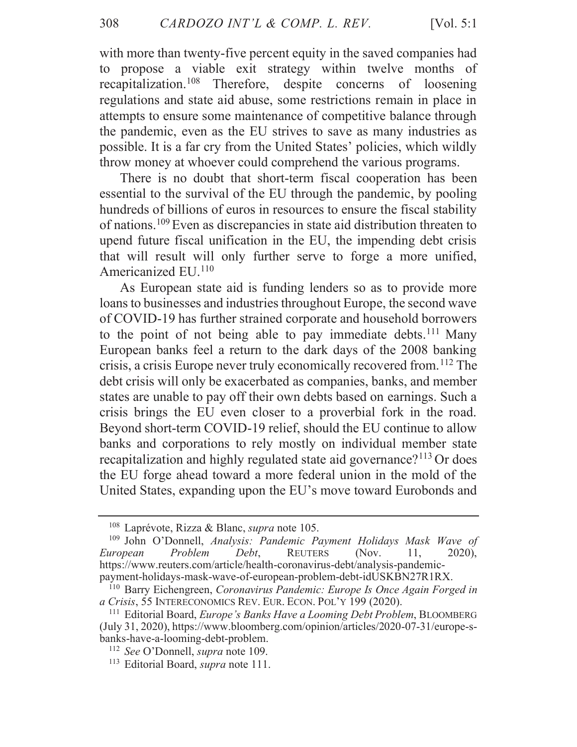with more than twenty-five percent equity in the saved companies had to propose a viable exit strategy within twelve months of recapitalization.[108] Therefore, despite concerns of loosening regulations and state aid abuse, some restrictions remain in place in attempts to ensure some maintenance of competitive balance through the pandemic, even as the EU strives to save as many industries as possible. It is a far cry from the United States' policies, which wildly throw money at whoever could comprehend the various programs.

There is no doubt that short-term fiscal cooperation has been essential to the survival of the EU through the pandemic, by pooling hundreds of billions of euros in resources to ensure the fiscal stability of nations.[109] Even as discrepancies in state aid distribution threaten to upend future fiscal unification in the EU, the impending debt crisis that will result will only further serve to forge a more unified, Americanized EU.[110]

As European state aid is funding lenders so as to provide more loans to businesses and industries throughout Europe, the second wave of COVID-19 has further strained corporate and household borrowers to the point of not being able to pay immediate debts.[111] Many European banks feel a return to the dark days of the 2008 banking crisis, a crisis Europe never truly economically recovered from.[112] The debt crisis will only be exacerbated as companies, banks, and member states are unable to pay off their own debts based on earnings. Such a crisis brings the EU even closer to a proverbial fork in the road. Beyond short-term COVID-19 relief, should the EU continue to allow banks and corporations to rely mostly on individual member state recapitalization and highly regulated state aid governance?[113] Or does the EU forge ahead toward a more federal union in the mold of the United States, expanding upon the EU's move toward Eurobonds and

---

[108] Laprévote, Rizza & Blanc, *supra* note 105.

[109] John O'Donnell, *Analysis: Pandemic Payment Holidays Mask Wave of European Problem Debt*, REUTERS (Nov. 11, 2020), https://www.reuters.com/article/health-coronavirus-debt/analysis-pandemic-payment-holidays-mask-wave-of-european-problem-debt-idUSKBN27R1RX.

[110] Barry Eichengreen, *Coronavirus Pandemic: Europe Is Once Again Forged in a Crisis*, 55 INTERECONOMICS REV. EUR. ECON. POL'Y 199 (2020).

[111] Editorial Board, *Europe's Banks Have a Looming Debt Problem*, BLOOMBERG (July 31, 2020), https://www.bloomberg.com/opinion/articles/2020-07-31/europe-s-banks-have-a-looming-debt-problem.

[112] *See* O'Donnell, *supra* note 109.

[113] Editorial Board, *supra* note 111.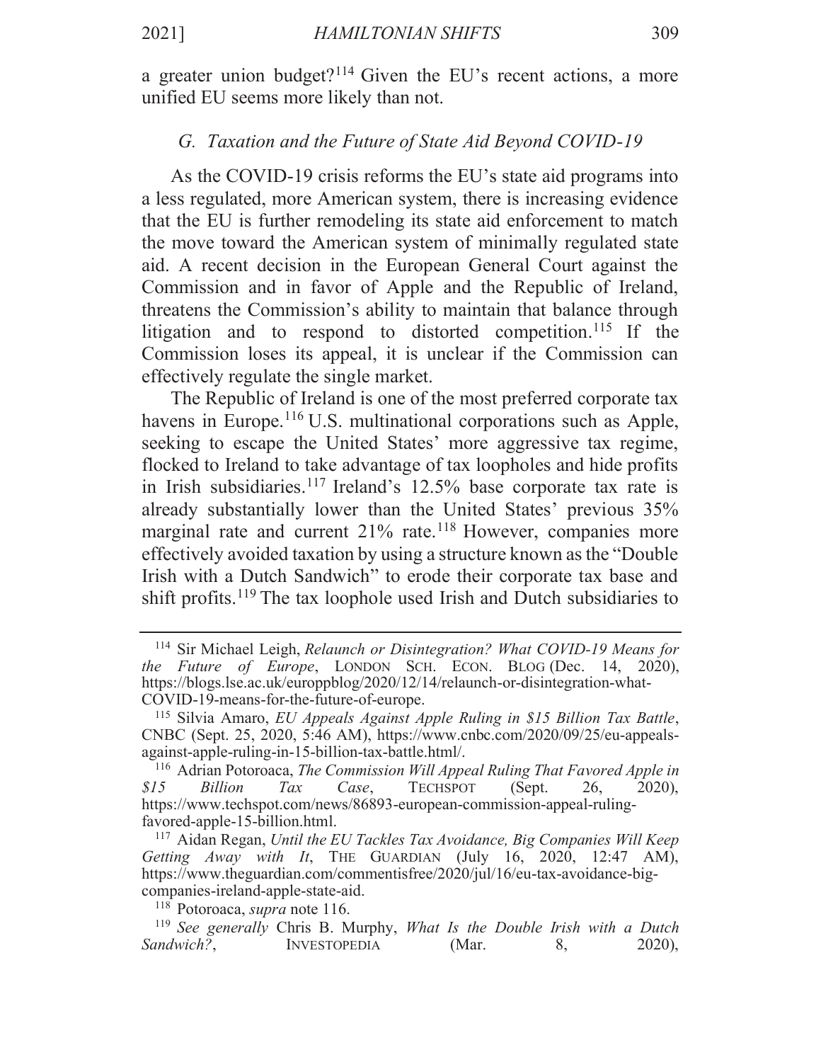a greater union budget?[114] Given the EU's recent actions, a more unified EU seems more likely than not.

### *G. Taxation and the Future of State Aid Beyond COVID-19*

As the COVID-19 crisis reforms the EU's state aid programs into a less regulated, more American system, there is increasing evidence that the EU is further remodeling its state aid enforcement to match the move toward the American system of minimally regulated state aid. A recent decision in the European General Court against the Commission and in favor of Apple and the Republic of Ireland, threatens the Commission's ability to maintain that balance through litigation and to respond to distorted competition.[115] If the Commission loses its appeal, it is unclear if the Commission can effectively regulate the single market.

The Republic of Ireland is one of the most preferred corporate tax havens in Europe.[116] U.S. multinational corporations such as Apple, seeking to escape the United States' more aggressive tax regime, flocked to Ireland to take advantage of tax loopholes and hide profits in Irish subsidiaries.[117] Ireland's 12.5% base corporate tax rate is already substantially lower than the United States' previous 35% marginal rate and current 21% rate.[118] However, companies more effectively avoided taxation by using a structure known as the "Double Irish with a Dutch Sandwich" to erode their corporate tax base and shift profits.[119] The tax loophole used Irish and Dutch subsidiaries to

---

[114] Sir Michael Leigh, *Relaunch or Disintegration? What COVID-19 Means for the Future of Europe*, LONDON SCH. ECON. BLOG (Dec. 14, 2020), https://blogs.lse.ac.uk/europpblog/2020/12/14/relaunch-or-disintegration-what-COVID-19-means-for-the-future-of-europe.

[115] Silvia Amaro, *EU Appeals Against Apple Ruling in $15 Billion Tax Battle*, CNBC (Sept. 25, 2020, 5:46 AM), https://www.cnbc.com/2020/09/25/eu-appeals-against-apple-ruling-in-15-billion-tax-battle.html/.

[116] Adrian Potoroaca, *The Commission Will Appeal Ruling That Favored Apple in $15 Billion Tax Case*, TECHSPOT (Sept. 26, 2020), https://www.techspot.com/news/86893-european-commission-appeal-ruling-favored-apple-15-billion.html.

[117] Aidan Regan, *Until the EU Tackles Tax Avoidance, Big Companies Will Keep Getting Away with It*, THE GUARDIAN (July 16, 2020, 12:47 AM), https://www.theguardian.com/commentisfree/2020/jul/16/eu-tax-avoidance-big-companies-ireland-apple-state-aid.

[118] Potoroaca, *supra* note 116.

[119] *See generally* Chris B. Murphy, *What Is the Double Irish with a Dutch Sandwich?*, INVESTOPEDIA (Mar. 8, 2020),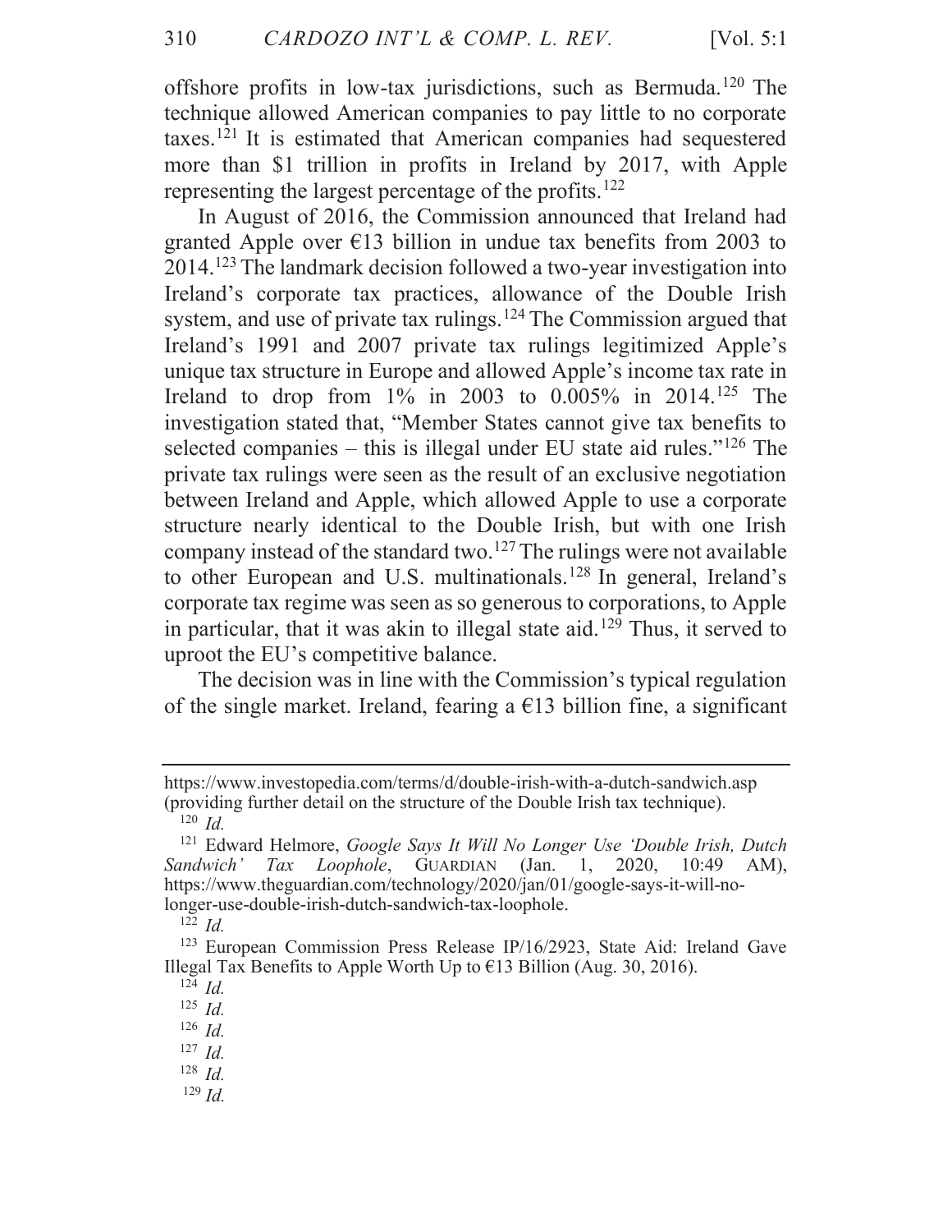offshore profits in low-tax jurisdictions, such as Bermuda.[120] The technique allowed American companies to pay little to no corporate taxes.[121] It is estimated that American companies had sequestered more than $1 trillion in profits in Ireland by 2017, with Apple representing the largest percentage of the profits.[122]

In August of 2016, the Commission announced that Ireland had granted Apple over €13 billion in undue tax benefits from 2003 to 2014.[123] The landmark decision followed a two-year investigation into Ireland's corporate tax practices, allowance of the Double Irish system, and use of private tax rulings.[124] The Commission argued that Ireland's 1991 and 2007 private tax rulings legitimized Apple's unique tax structure in Europe and allowed Apple's income tax rate in Ireland to drop from 1% in 2003 to 0.005% in 2014.[125] The investigation stated that, "Member States cannot give tax benefits to selected companies – this is illegal under EU state aid rules."[126] The private tax rulings were seen as the result of an exclusive negotiation between Ireland and Apple, which allowed Apple to use a corporate structure nearly identical to the Double Irish, but with one Irish company instead of the standard two.[127] The rulings were not available to other European and U.S. multinationals.[128] In general, Ireland's corporate tax regime was seen as so generous to corporations, to Apple in particular, that it was akin to illegal state aid.[129] Thus, it served to uproot the EU's competitive balance.

The decision was in line with the Commission's typical regulation of the single market. Ireland, fearing a €13 billion fine, a significant

---

https://www.investopedia.com/terms/d/double-irish-with-a-dutch-sandwich.asp (providing further detail on the structure of the Double Irish tax technique).

[120] *Id.*

[121] Edward Helmore, *Google Says It Will No Longer Use 'Double Irish, Dutch Sandwich' Tax Loophole*, GUARDIAN (Jan. 1, 2020, 10:49 AM), https://www.theguardian.com/technology/2020/jan/01/google-says-it-will-no-longer-use-double-irish-dutch-sandwich-tax-loophole.

[122] *Id.*

[123] European Commission Press Release IP/16/2923, State Aid: Ireland Gave Illegal Tax Benefits to Apple Worth Up to €13 Billion (Aug. 30, 2016).

[124] *Id.*

[125] *Id.*

[126] *Id.*

[127] *Id.*

[128] *Id.*

[129] *Id.*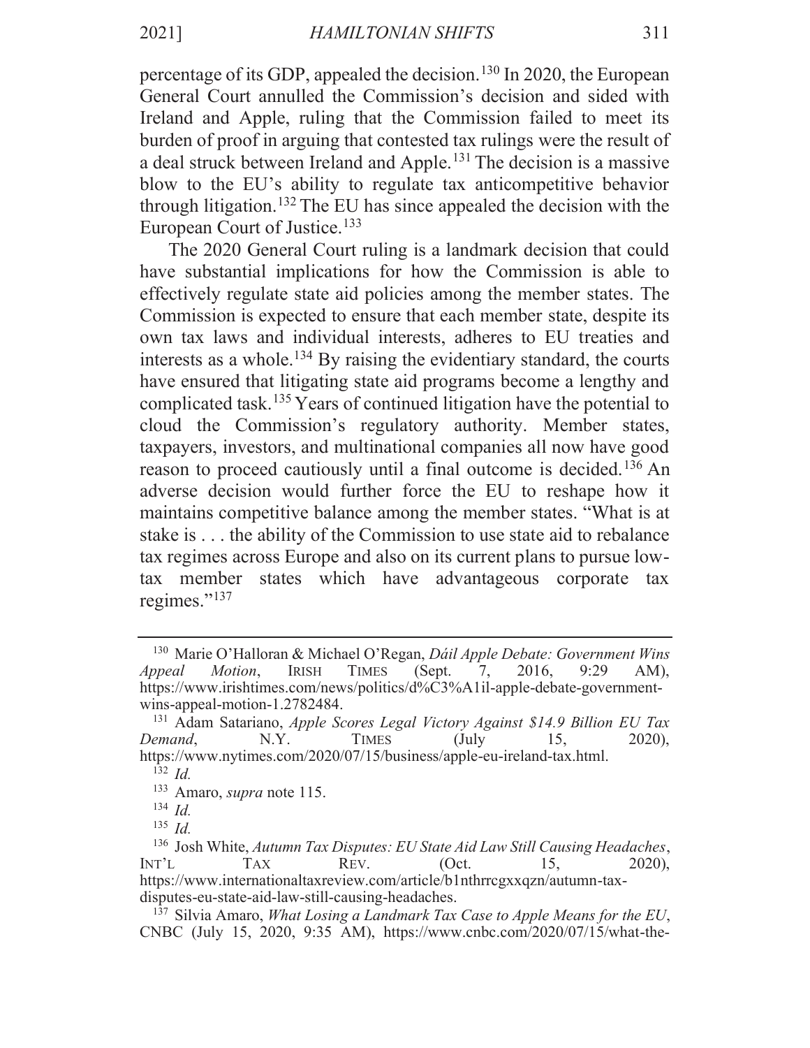percentage of its GDP, appealed the decision.[130] In 2020, the European General Court annulled the Commission's decision and sided with Ireland and Apple, ruling that the Commission failed to meet its burden of proof in arguing that contested tax rulings were the result of a deal struck between Ireland and Apple.[131] The decision is a massive blow to the EU's ability to regulate tax anticompetitive behavior through litigation.[132] The EU has since appealed the decision with the European Court of Justice.[133]

The 2020 General Court ruling is a landmark decision that could have substantial implications for how the Commission is able to effectively regulate state aid policies among the member states. The Commission is expected to ensure that each member state, despite its own tax laws and individual interests, adheres to EU treaties and interests as a whole.[134] By raising the evidentiary standard, the courts have ensured that litigating state aid programs become a lengthy and complicated task.[135] Years of continued litigation have the potential to cloud the Commission's regulatory authority. Member states, taxpayers, investors, and multinational companies all now have good reason to proceed cautiously until a final outcome is decided.[136] An adverse decision would further force the EU to reshape how it maintains competitive balance among the member states. "What is at stake is . . . the ability of the Commission to use state aid to rebalance tax regimes across Europe and also on its current plans to pursue low-tax member states which have advantageous corporate tax regimes."[137]

---

[130] Marie O'Halloran & Michael O'Regan, *Dáil Apple Debate: Government Wins Appeal Motion*, IRISH TIMES (Sept. 7, 2016, 9:29 AM), https://www.irishtimes.com/news/politics/d%C3%A1il-apple-debate-government-wins-appeal-motion-1.2782484.

[131] Adam Satariano, *Apple Scores Legal Victory Against $14.9 Billion EU Tax Demand*, N.Y. TIMES (July 15, 2020), https://www.nytimes.com/2020/07/15/business/apple-eu-ireland-tax.html.

[132] *Id.*

[133] Amaro, *supra* note 115.

[134] *Id.*

[135] *Id.*

[136] Josh White, *Autumn Tax Disputes: EU State Aid Law Still Causing Headaches*, INT'L TAX REV. (Oct. 15, 2020), https://www.internationaltaxreview.com/article/b1nthrrcgxxqzn/autumn-tax-disputes-eu-state-aid-law-still-causing-headaches.

[137] Silvia Amaro, *What Losing a Landmark Tax Case to Apple Means for the EU*, CNBC (July 15, 2020, 9:35 AM), https://www.cnbc.com/2020/07/15/what-the-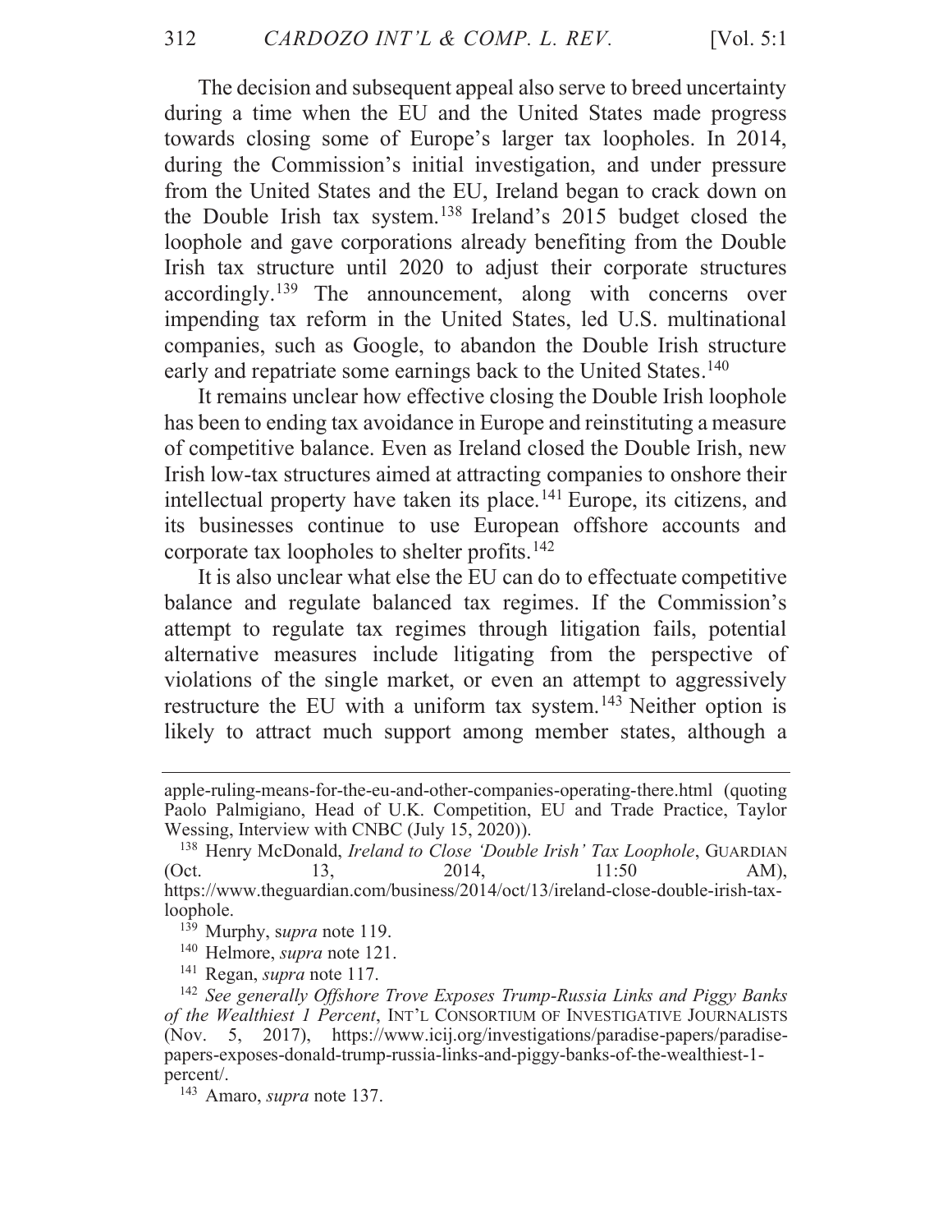The decision and subsequent appeal also serve to breed uncertainty during a time when the EU and the United States made progress towards closing some of Europe's larger tax loopholes. In 2014, during the Commission's initial investigation, and under pressure from the United States and the EU, Ireland began to crack down on the Double Irish tax system.[138] Ireland's 2015 budget closed the loophole and gave corporations already benefiting from the Double Irish tax structure until 2020 to adjust their corporate structures accordingly.[139] The announcement, along with concerns over impending tax reform in the United States, led U.S. multinational companies, such as Google, to abandon the Double Irish structure early and repatriate some earnings back to the United States.[140]

It remains unclear how effective closing the Double Irish loophole has been to ending tax avoidance in Europe and reinstituting a measure of competitive balance. Even as Ireland closed the Double Irish, new Irish low-tax structures aimed at attracting companies to onshore their intellectual property have taken its place.[141] Europe, its citizens, and its businesses continue to use European offshore accounts and corporate tax loopholes to shelter profits.[142]

It is also unclear what else the EU can do to effectuate competitive balance and regulate balanced tax regimes. If the Commission's attempt to regulate tax regimes through litigation fails, potential alternative measures include litigating from the perspective of violations of the single market, or even an attempt to aggressively restructure the EU with a uniform tax system.[143] Neither option is likely to attract much support among member states, although a

---

apple-ruling-means-for-the-eu-and-other-companies-operating-there.html (quoting Paolo Palmigiano, Head of U.K. Competition, EU and Trade Practice, Taylor Wessing, Interview with CNBC (July 15, 2020)).

[138] Henry McDonald, *Ireland to Close 'Double Irish' Tax Loophole*, GUARDIAN (Oct. 13, 2014, 11:50 AM), https://www.theguardian.com/business/2014/oct/13/ireland-close-double-irish-tax-loophole.

[139] Murphy, s*upra* note 119.

[140] Helmore, *supra* note 121.

[141] Regan, *supra* note 117.

[142] *See generally Offshore Trove Exposes Trump-Russia Links and Piggy Banks of the Wealthiest 1 Percent*, INT'L CONSORTIUM OF INVESTIGATIVE JOURNALISTS (Nov. 5, 2017), https://www.icij.org/investigations/paradise-papers/paradise-papers-exposes-donald-trump-russia-links-and-piggy-banks-of-the-wealthiest-1-percent/.

[143] Amaro, *supra* note 137.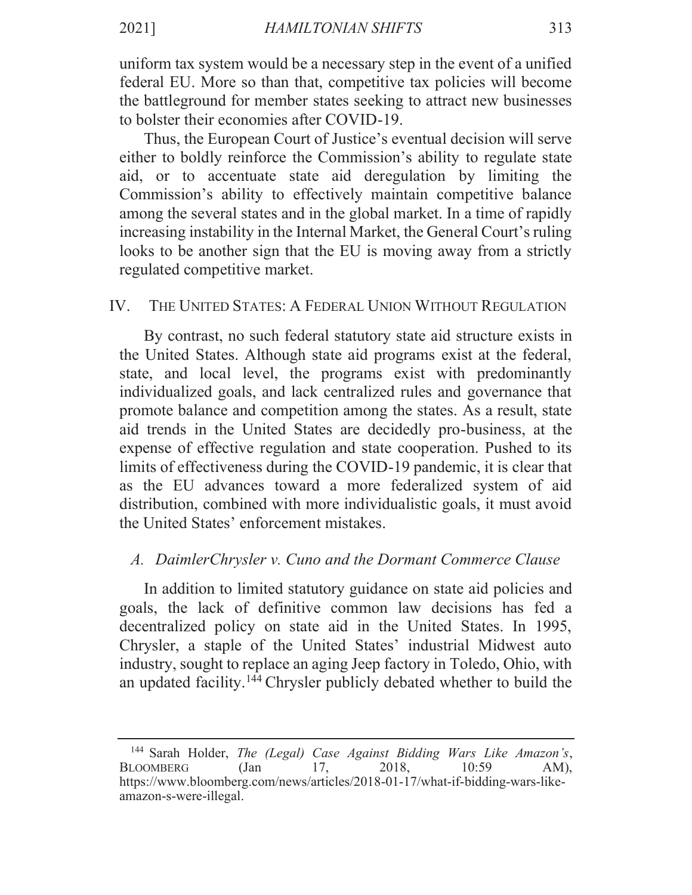uniform tax system would be a necessary step in the event of a unified federal EU. More so than that, competitive tax policies will become the battleground for member states seeking to attract new businesses to bolster their economies after COVID-19.

Thus, the European Court of Justice's eventual decision will serve either to boldly reinforce the Commission's ability to regulate state aid, or to accentuate state aid deregulation by limiting the Commission's ability to effectively maintain competitive balance among the several states and in the global market. In a time of rapidly increasing instability in the Internal Market, the General Court's ruling looks to be another sign that the EU is moving away from a strictly regulated competitive market.

## IV. THE UNITED STATES: A FEDERAL UNION WITHOUT REGULATION

By contrast, no such federal statutory state aid structure exists in the United States. Although state aid programs exist at the federal, state, and local level, the programs exist with predominantly individualized goals, and lack centralized rules and governance that promote balance and competition among the states. As a result, state aid trends in the United States are decidedly pro-business, at the expense of effective regulation and state cooperation. Pushed to its limits of effectiveness during the COVID-19 pandemic, it is clear that as the EU advances toward a more federalized system of aid distribution, combined with more individualistic goals, it must avoid the United States' enforcement mistakes.

### *A. DaimlerChrysler v. Cuno and the Dormant Commerce Clause*

In addition to limited statutory guidance on state aid policies and goals, the lack of definitive common law decisions has fed a decentralized policy on state aid in the United States. In 1995, Chrysler, a staple of the United States' industrial Midwest auto industry, sought to replace an aging Jeep factory in Toledo, Ohio, with an updated facility.[144] Chrysler publicly debated whether to build the

---

[144] Sarah Holder, *The (Legal) Case Against Bidding Wars Like Amazon's*, BLOOMBERG (Jan 17, 2018, 10:59 AM), https://www.bloomberg.com/news/articles/2018-01-17/what-if-bidding-wars-like-amazon-s-were-illegal.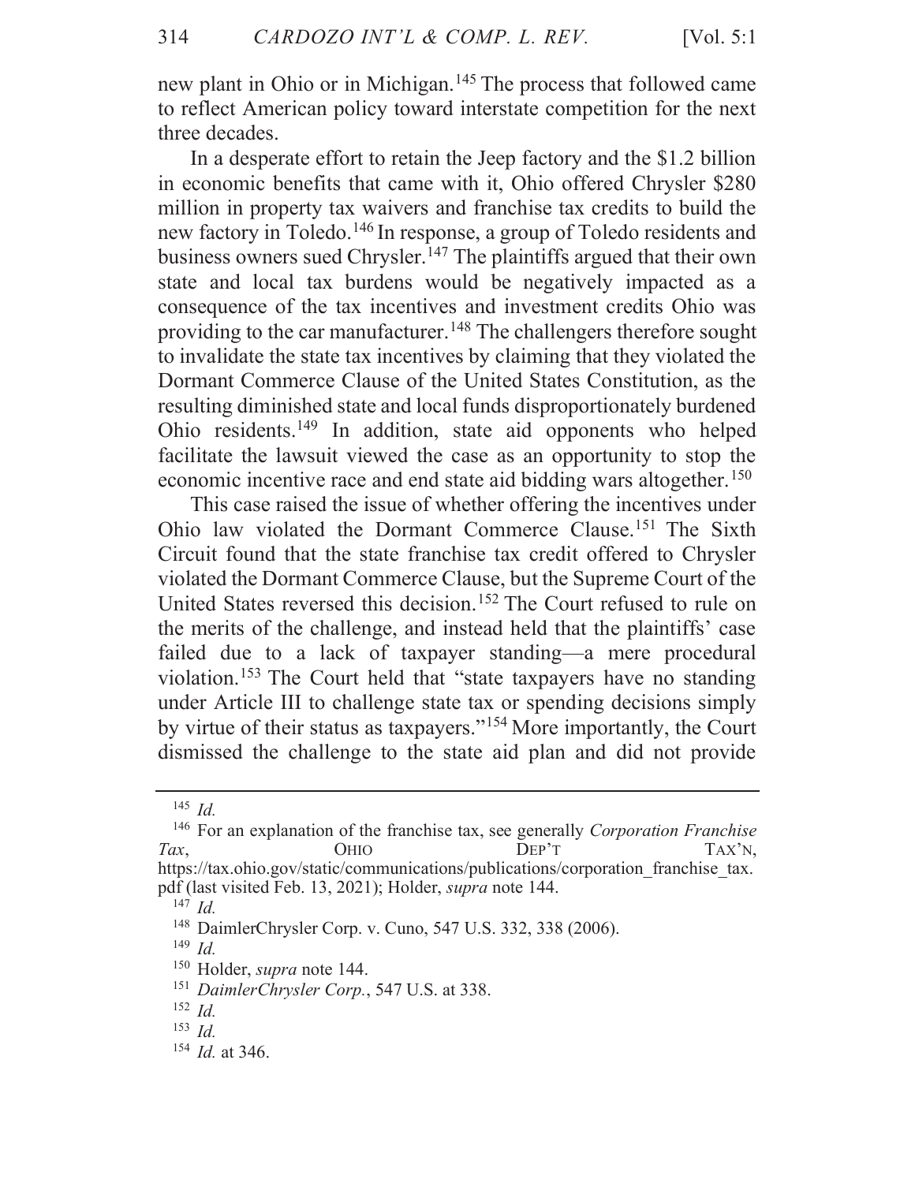new plant in Ohio or in Michigan.[145] The process that followed came to reflect American policy toward interstate competition for the next three decades.

In a desperate effort to retain the Jeep factory and the $1.2 billion in economic benefits that came with it, Ohio offered Chrysler $280 million in property tax waivers and franchise tax credits to build the new factory in Toledo.[146] In response, a group of Toledo residents and business owners sued Chrysler.[147] The plaintiffs argued that their own state and local tax burdens would be negatively impacted as a consequence of the tax incentives and investment credits Ohio was providing to the car manufacturer.[148] The challengers therefore sought to invalidate the state tax incentives by claiming that they violated the Dormant Commerce Clause of the United States Constitution, as the resulting diminished state and local funds disproportionately burdened Ohio residents.[149] In addition, state aid opponents who helped facilitate the lawsuit viewed the case as an opportunity to stop the economic incentive race and end state aid bidding wars altogether.[150]

This case raised the issue of whether offering the incentives under Ohio law violated the Dormant Commerce Clause.[151] The Sixth Circuit found that the state franchise tax credit offered to Chrysler violated the Dormant Commerce Clause, but the Supreme Court of the United States reversed this decision.[152] The Court refused to rule on the merits of the challenge, and instead held that the plaintiffs' case failed due to a lack of taxpayer standing—a mere procedural violation.[153] The Court held that "state taxpayers have no standing under Article III to challenge state tax or spending decisions simply by virtue of their status as taxpayers."[154] More importantly, the Court dismissed the challenge to the state aid plan and did not provide

---

[145] *Id.*

[146] For an explanation of the franchise tax, see generally *Corporation Franchise Tax*, OHIO DEP'T TAX'N, https://tax.ohio.gov/static/communications/publications/corporation_franchise_tax.pdf (last visited Feb. 13, 2021); Holder, *supra* note 144.

[147] *Id.*

[148] DaimlerChrysler Corp. v. Cuno, 547 U.S. 332, 338 (2006).

[149] *Id.*

[150] Holder, *supra* note 144.

[151] *DaimlerChrysler Corp.*, 547 U.S. at 338.

[152] *Id.*

[153] *Id.*

[154] *Id.* at 346.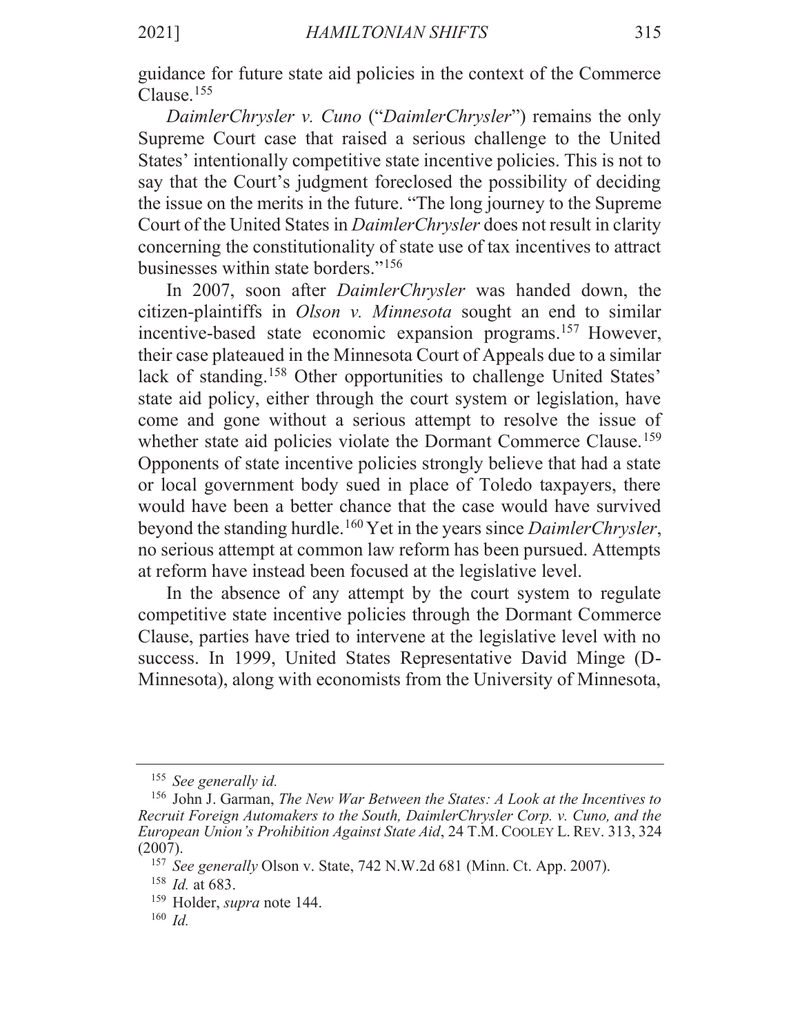guidance for future state aid policies in the context of the Commerce Clause.[155]

*DaimlerChrysler v. Cuno* ("*DaimlerChrysler*") remains the only Supreme Court case that raised a serious challenge to the United States' intentionally competitive state incentive policies. This is not to say that the Court's judgment foreclosed the possibility of deciding the issue on the merits in the future. "The long journey to the Supreme Court of the United States in *DaimlerChrysler* does not result in clarity concerning the constitutionality of state use of tax incentives to attract businesses within state borders."[156]

In 2007, soon after *DaimlerChrysler* was handed down, the citizen-plaintiffs in *Olson v. Minnesota* sought an end to similar incentive-based state economic expansion programs.[157] However, their case plateaued in the Minnesota Court of Appeals due to a similar lack of standing.[158] Other opportunities to challenge United States' state aid policy, either through the court system or legislation, have come and gone without a serious attempt to resolve the issue of whether state aid policies violate the Dormant Commerce Clause.[159] Opponents of state incentive policies strongly believe that had a state or local government body sued in place of Toledo taxpayers, there would have been a better chance that the case would have survived beyond the standing hurdle.[160] Yet in the years since *DaimlerChrysler*, no serious attempt at common law reform has been pursued. Attempts at reform have instead been focused at the legislative level.

In the absence of any attempt by the court system to regulate competitive state incentive policies through the Dormant Commerce Clause, parties have tried to intervene at the legislative level with no success. In 1999, United States Representative David Minge (D-Minnesota), along with economists from the University of Minnesota,

---

[155] *See generally id.*

[156] John J. Garman, *The New War Between the States: A Look at the Incentives to Recruit Foreign Automakers to the South, DaimlerChrysler Corp. v. Cuno, and the European Union's Prohibition Against State Aid*, 24 T.M. COOLEY L. REV. 313, 324 (2007).

[157] *See generally* Olson v. State, 742 N.W.2d 681 (Minn. Ct. App. 2007).

[158] *Id.* at 683.

[159] Holder, *supra* note 144.

[160] *Id.*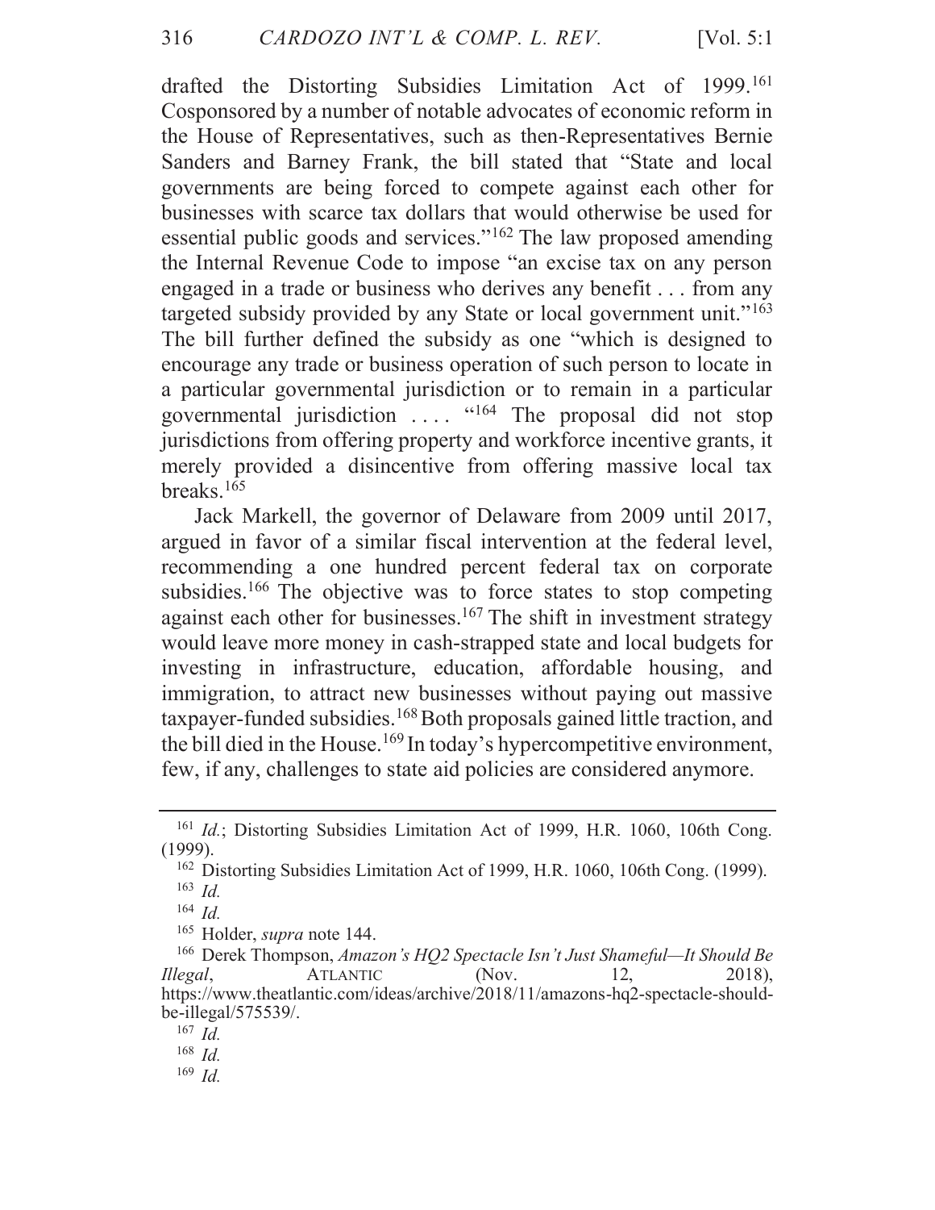drafted the Distorting Subsidies Limitation Act of 1999.[161] Cosponsored by a number of notable advocates of economic reform in the House of Representatives, such as then-Representatives Bernie Sanders and Barney Frank, the bill stated that "State and local governments are being forced to compete against each other for businesses with scarce tax dollars that would otherwise be used for essential public goods and services."[162] The law proposed amending the Internal Revenue Code to impose "an excise tax on any person engaged in a trade or business who derives any benefit . . . from any targeted subsidy provided by any State or local government unit."[163] The bill further defined the subsidy as one "which is designed to encourage any trade or business operation of such person to locate in a particular governmental jurisdiction or to remain in a particular governmental jurisdiction . . . . "[164] The proposal did not stop jurisdictions from offering property and workforce incentive grants, it merely provided a disincentive from offering massive local tax breaks.[165]

Jack Markell, the governor of Delaware from 2009 until 2017, argued in favor of a similar fiscal intervention at the federal level, recommending a one hundred percent federal tax on corporate subsidies.[166] The objective was to force states to stop competing against each other for businesses.[167] The shift in investment strategy would leave more money in cash-strapped state and local budgets for investing in infrastructure, education, affordable housing, and immigration, to attract new businesses without paying out massive taxpayer-funded subsidies.[168] Both proposals gained little traction, and the bill died in the House.[169] In today's hypercompetitive environment, few, if any, challenges to state aid policies are considered anymore.

---

[161] *Id.*; Distorting Subsidies Limitation Act of 1999, H.R. 1060, 106th Cong. (1999).

[162] Distorting Subsidies Limitation Act of 1999, H.R. 1060, 106th Cong. (1999).

[163] *Id.*

[164] *Id.*

[165] Holder, *supra* note 144.

[166] Derek Thompson, *Amazon's HQ2 Spectacle Isn't Just Shameful—It Should Be Illegal*, ATLANTIC (Nov. 12, 2018), https://www.theatlantic.com/ideas/archive/2018/11/amazons-hq2-spectacle-should-be-illegal/575539/.

[167] *Id.*

[168] *Id.*

[169] *Id.*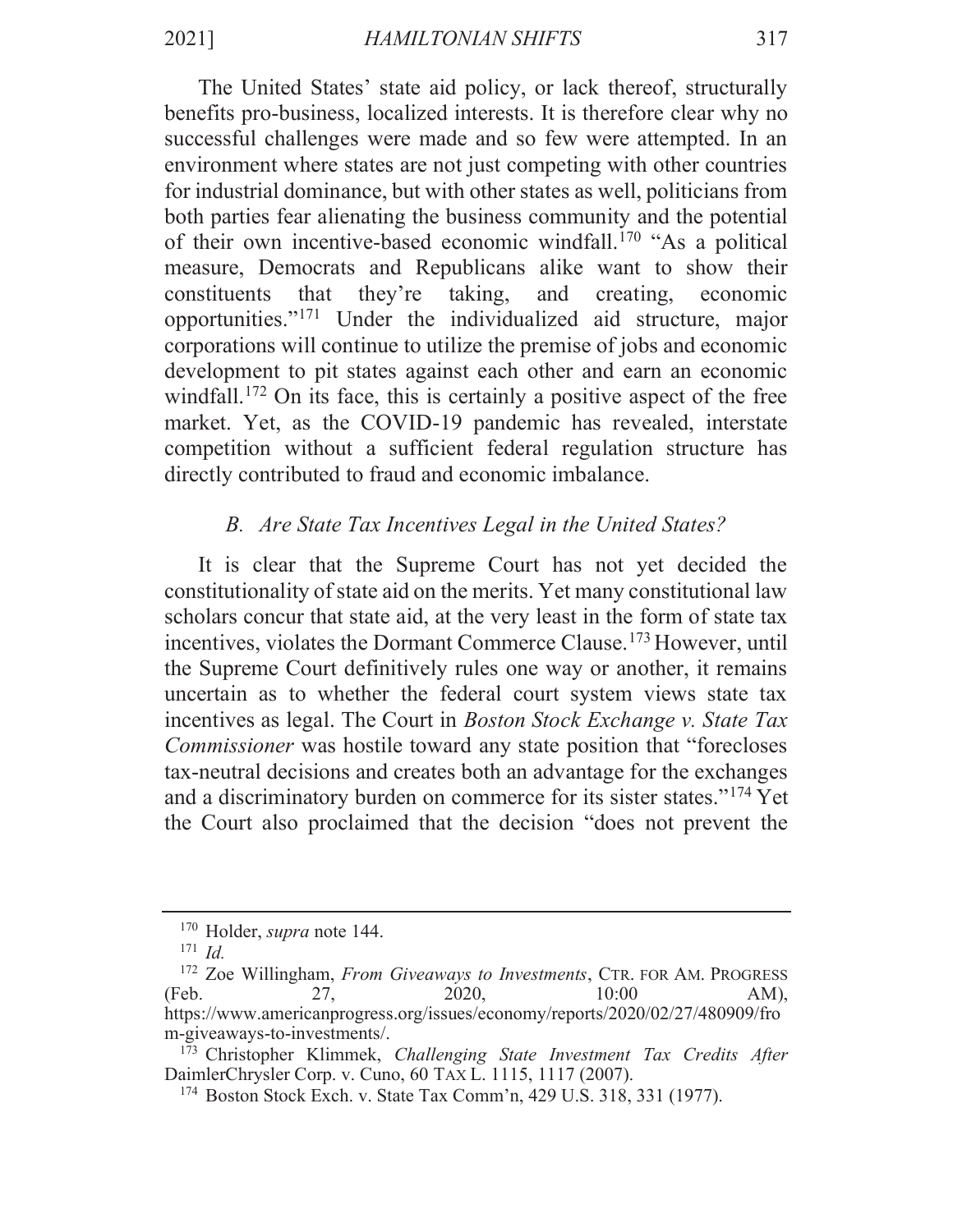The United States' state aid policy, or lack thereof, structurally benefits pro-business, localized interests. It is therefore clear why no successful challenges were made and so few were attempted. In an environment where states are not just competing with other countries for industrial dominance, but with other states as well, politicians from both parties fear alienating the business community and the potential of their own incentive-based economic windfall.[170] "As a political measure, Democrats and Republicans alike want to show their constituents that they're taking, and creating, economic opportunities."[171] Under the individualized aid structure, major corporations will continue to utilize the premise of jobs and economic development to pit states against each other and earn an economic windfall.[172] On its face, this is certainly a positive aspect of the free market. Yet, as the COVID-19 pandemic has revealed, interstate competition without a sufficient federal regulation structure has directly contributed to fraud and economic imbalance.

### *B. Are State Tax Incentives Legal in the United States?*

It is clear that the Supreme Court has not yet decided the constitutionality of state aid on the merits. Yet many constitutional law scholars concur that state aid, at the very least in the form of state tax incentives, violates the Dormant Commerce Clause.[173] However, until the Supreme Court definitively rules one way or another, it remains uncertain as to whether the federal court system views state tax incentives as legal. The Court in *Boston Stock Exchange v. State Tax Commissioner* was hostile toward any state position that "forecloses tax-neutral decisions and creates both an advantage for the exchanges and a discriminatory burden on commerce for its sister states."[174] Yet the Court also proclaimed that the decision "does not prevent the

---

[170] Holder, *supra* note 144.

[171] *Id.*

[172] Zoe Willingham, *From Giveaways to Investments*, CTR. FOR AM. PROGRESS (Feb. 27, 2020, 10:00 AM), https://www.americanprogress.org/issues/economy/reports/2020/02/27/480909/from-giveaways-to-investments/.

[173] Christopher Klimmek, *Challenging State Investment Tax Credits After* DaimlerChrysler Corp. v. Cuno, 60 TAX L. 1115, 1117 (2007).

[174] Boston Stock Exch. v. State Tax Comm'n, 429 U.S. 318, 331 (1977).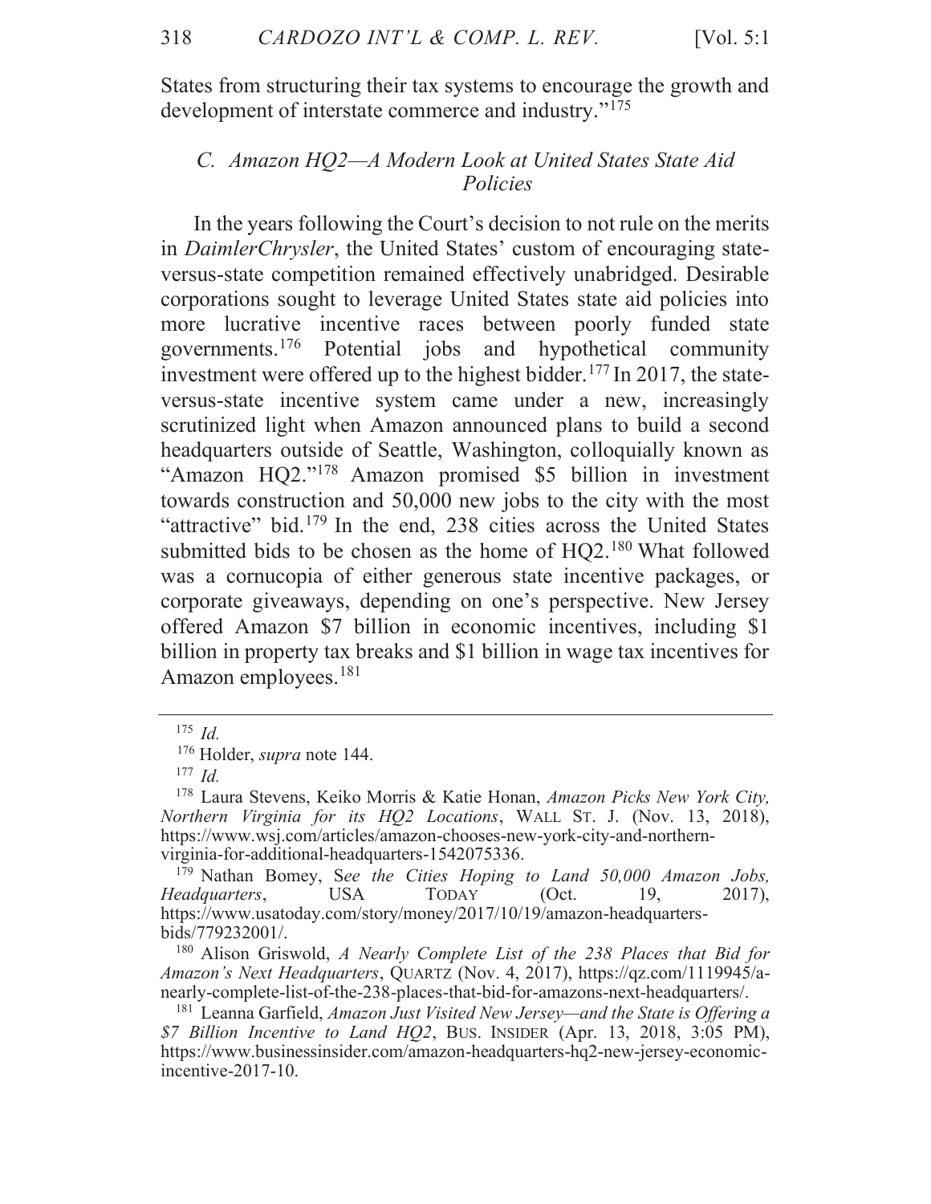States from structuring their tax systems to encourage the growth and development of interstate commerce and industry."[175]

### *C. Amazon HQ2—A Modern Look at United States State Aid Policies*

In the years following the Court's decision to not rule on the merits in *DaimlerChrysler*, the United States' custom of encouraging state-versus-state competition remained effectively unabridged. Desirable corporations sought to leverage United States state aid policies into more lucrative incentive races between poorly funded state governments.[176] Potential jobs and hypothetical community investment were offered up to the highest bidder.[177] In 2017, the state-versus-state incentive system came under a new, increasingly scrutinized light when Amazon announced plans to build a second headquarters outside of Seattle, Washington, colloquially known as "Amazon HQ2."[178] Amazon promised $5 billion in investment towards construction and 50,000 new jobs to the city with the most "attractive" bid.[179] In the end, 238 cities across the United States submitted bids to be chosen as the home of HQ2.[180] What followed was a cornucopia of either generous state incentive packages, or corporate giveaways, depending on one's perspective. New Jersey offered Amazon $7 billion in economic incentives, including $1 billion in property tax breaks and $1 billion in wage tax incentives for Amazon employees.[181]

---

[175] *Id.*

[176] Holder, *supra* note 144.

[177] *Id.*

[178] Laura Stevens, Keiko Morris & Katie Honan, *Amazon Picks New York City, Northern Virginia for its HQ2 Locations*, WALL ST. J. (Nov. 13, 2018), https://www.wsj.com/articles/amazon-chooses-new-york-city-and-northern-virginia-for-additional-headquarters-1542075336.

[179] Nathan Bomey, S*ee the Cities Hoping to Land 50,000 Amazon Jobs, Headquarters*, USA TODAY (Oct. 19, 2017), https://www.usatoday.com/story/money/2017/10/19/amazon-headquarters-bids/779232001/.

[180] Alison Griswold, *A Nearly Complete List of the 238 Places that Bid for Amazon's Next Headquarters*, QUARTZ (Nov. 4, 2017), https://qz.com/1119945/a-nearly-complete-list-of-the-238-places-that-bid-for-amazons-next-headquarters/.

[181] Leanna Garfield, *Amazon Just Visited New Jersey—and the State is Offering a $7 Billion Incentive to Land HQ2*, BUS. INSIDER (Apr. 13, 2018, 3:05 PM), https://www.businessinsider.com/amazon-headquarters-hq2-new-jersey-economic-incentive-2017-10.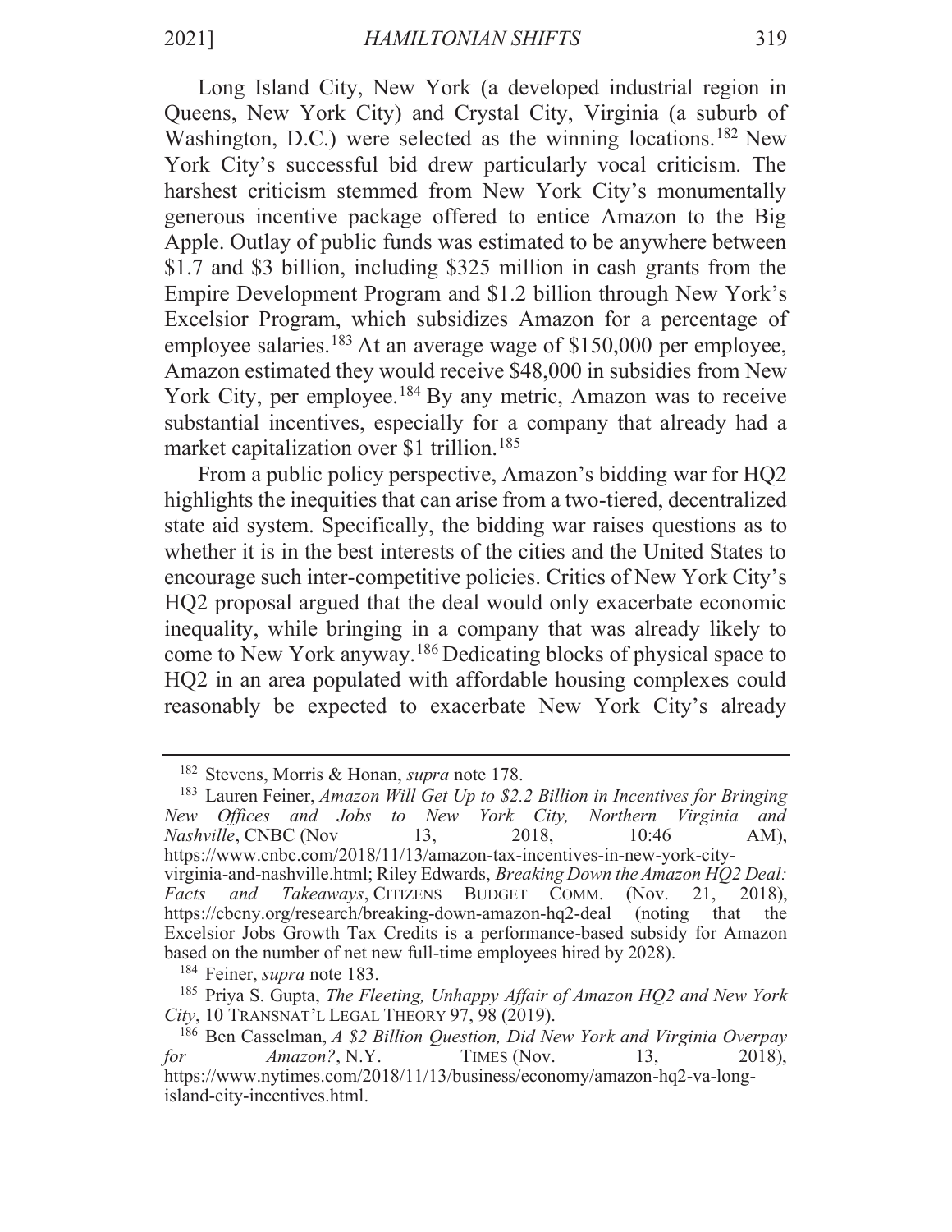Long Island City, New York (a developed industrial region in Queens, New York City) and Crystal City, Virginia (a suburb of Washington, D.C.) were selected as the winning locations.[182] New York City's successful bid drew particularly vocal criticism. The harshest criticism stemmed from New York City's monumentally generous incentive package offered to entice Amazon to the Big Apple. Outlay of public funds was estimated to be anywhere between $1.7 and $3 billion, including $325 million in cash grants from the Empire Development Program and $1.2 billion through New York's Excelsior Program, which subsidizes Amazon for a percentage of employee salaries.[183] At an average wage of $150,000 per employee, Amazon estimated they would receive $48,000 in subsidies from New York City, per employee.[184] By any metric, Amazon was to receive substantial incentives, especially for a company that already had a market capitalization over $1 trillion.[185]

From a public policy perspective, Amazon's bidding war for HQ2 highlights the inequities that can arise from a two-tiered, decentralized state aid system. Specifically, the bidding war raises questions as to whether it is in the best interests of the cities and the United States to encourage such inter-competitive policies. Critics of New York City's HQ2 proposal argued that the deal would only exacerbate economic inequality, while bringing in a company that was already likely to come to New York anyway.[186] Dedicating blocks of physical space to HQ2 in an area populated with affordable housing complexes could reasonably be expected to exacerbate New York City's already

---

[182] Stevens, Morris & Honan, *supra* note 178.

[183] Lauren Feiner, *Amazon Will Get Up to $2.2 Billion in Incentives for Bringing New Offices and Jobs to New York City, Northern Virginia and Nashville*, CNBC (Nov 13, 2018, 10:46 AM), https://www.cnbc.com/2018/11/13/amazon-tax-incentives-in-new-york-city-virginia-and-nashville.html; Riley Edwards, *Breaking Down the Amazon HQ2 Deal: Facts and Takeaways*, CITIZENS BUDGET COMM. (Nov. 21, 2018), https://cbcny.org/research/breaking-down-amazon-hq2-deal (noting that the Excelsior Jobs Growth Tax Credits is a performance-based subsidy for Amazon based on the number of net new full-time employees hired by 2028).

[184] Feiner, *supra* note 183.

[185] Priya S. Gupta, *The Fleeting, Unhappy Affair of Amazon HQ2 and New York City*, 10 TRANSNAT'L LEGAL THEORY 97, 98 (2019).

[186] Ben Casselman, *A $2 Billion Question, Did New York and Virginia Overpay for Amazon?*, N.Y. TIMES (Nov. 13, 2018), https://www.nytimes.com/2018/11/13/business/economy/amazon-hq2-va-long-island-city-incentives.html.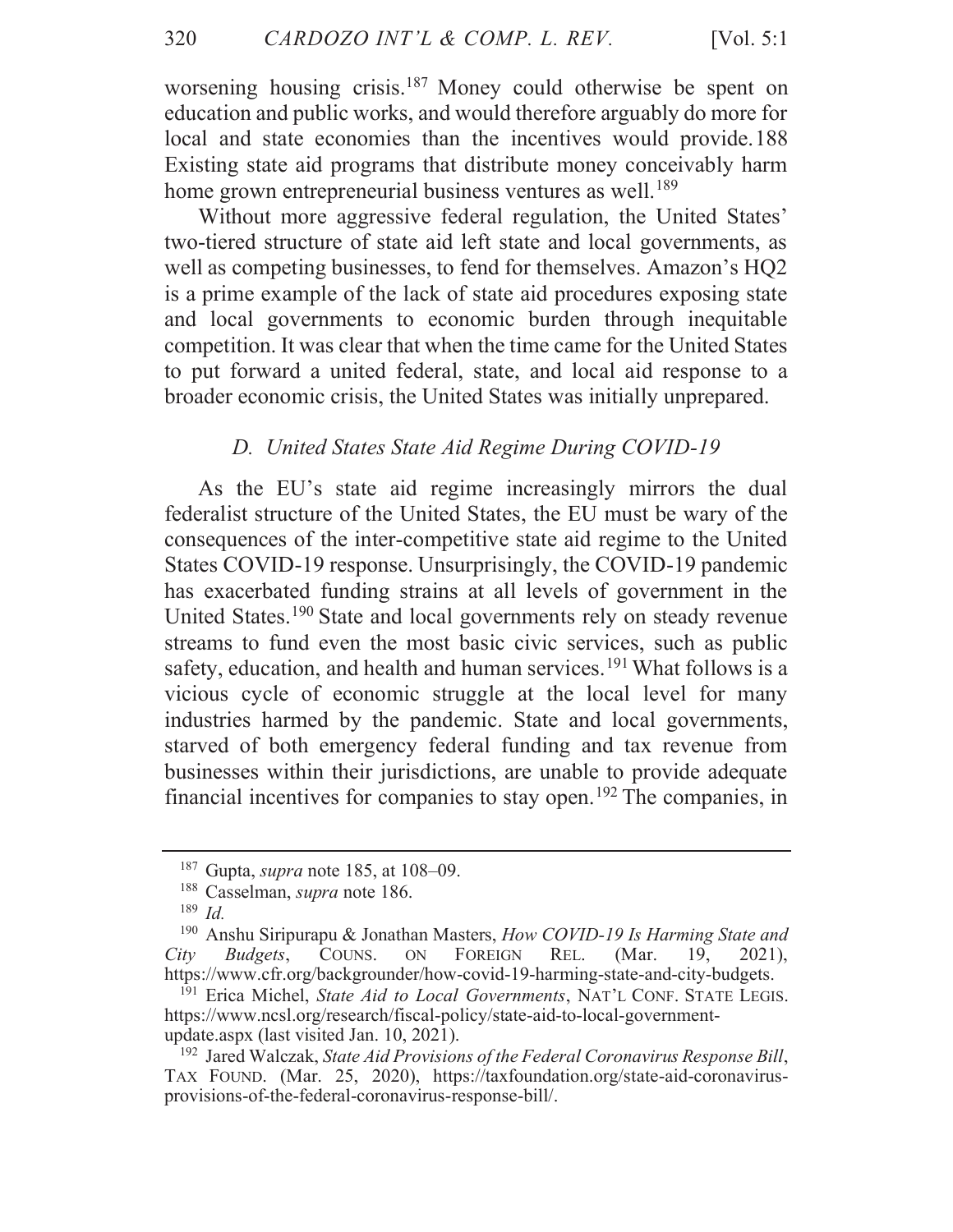worsening housing crisis.[187] Money could otherwise be spent on education and public works, and would therefore arguably do more for local and state economies than the incentives would provide.[188] Existing state aid programs that distribute money conceivably harm home grown entrepreneurial business ventures as well.[189]

Without more aggressive federal regulation, the United States' two-tiered structure of state aid left state and local governments, as well as competing businesses, to fend for themselves. Amazon's HQ2 is a prime example of the lack of state aid procedures exposing state and local governments to economic burden through inequitable competition. It was clear that when the time came for the United States to put forward a united federal, state, and local aid response to a broader economic crisis, the United States was initially unprepared.

### *D. United States State Aid Regime During COVID-19*

As the EU's state aid regime increasingly mirrors the dual federalist structure of the United States, the EU must be wary of the consequences of the inter-competitive state aid regime to the United States COVID-19 response. Unsurprisingly, the COVID-19 pandemic has exacerbated funding strains at all levels of government in the United States.[190] State and local governments rely on steady revenue streams to fund even the most basic civic services, such as public safety, education, and health and human services.[191] What follows is a vicious cycle of economic struggle at the local level for many industries harmed by the pandemic. State and local governments, starved of both emergency federal funding and tax revenue from businesses within their jurisdictions, are unable to provide adequate financial incentives for companies to stay open.[192] The companies, in

---

[187] Gupta, *supra* note 185, at 108–09.

[188] Casselman, *supra* note 186.

[189] *Id.*

[190] Anshu Siripurapu & Jonathan Masters, *How COVID-19 Is Harming State and City Budgets*, COUNS. ON FOREIGN REL. (Mar. 19, 2021), https://www.cfr.org/backgrounder/how-covid-19-harming-state-and-city-budgets.

[191] Erica Michel, *State Aid to Local Governments*, NAT'L CONF. STATE LEGIS. https://www.ncsl.org/research/fiscal-policy/state-aid-to-local-government-update.aspx (last visited Jan. 10, 2021).

[192] Jared Walczak, *State Aid Provisions of the Federal Coronavirus Response Bill*, TAX FOUND. (Mar. 25, 2020), https://taxfoundation.org/state-aid-coronavirus-provisions-of-the-federal-coronavirus-response-bill/.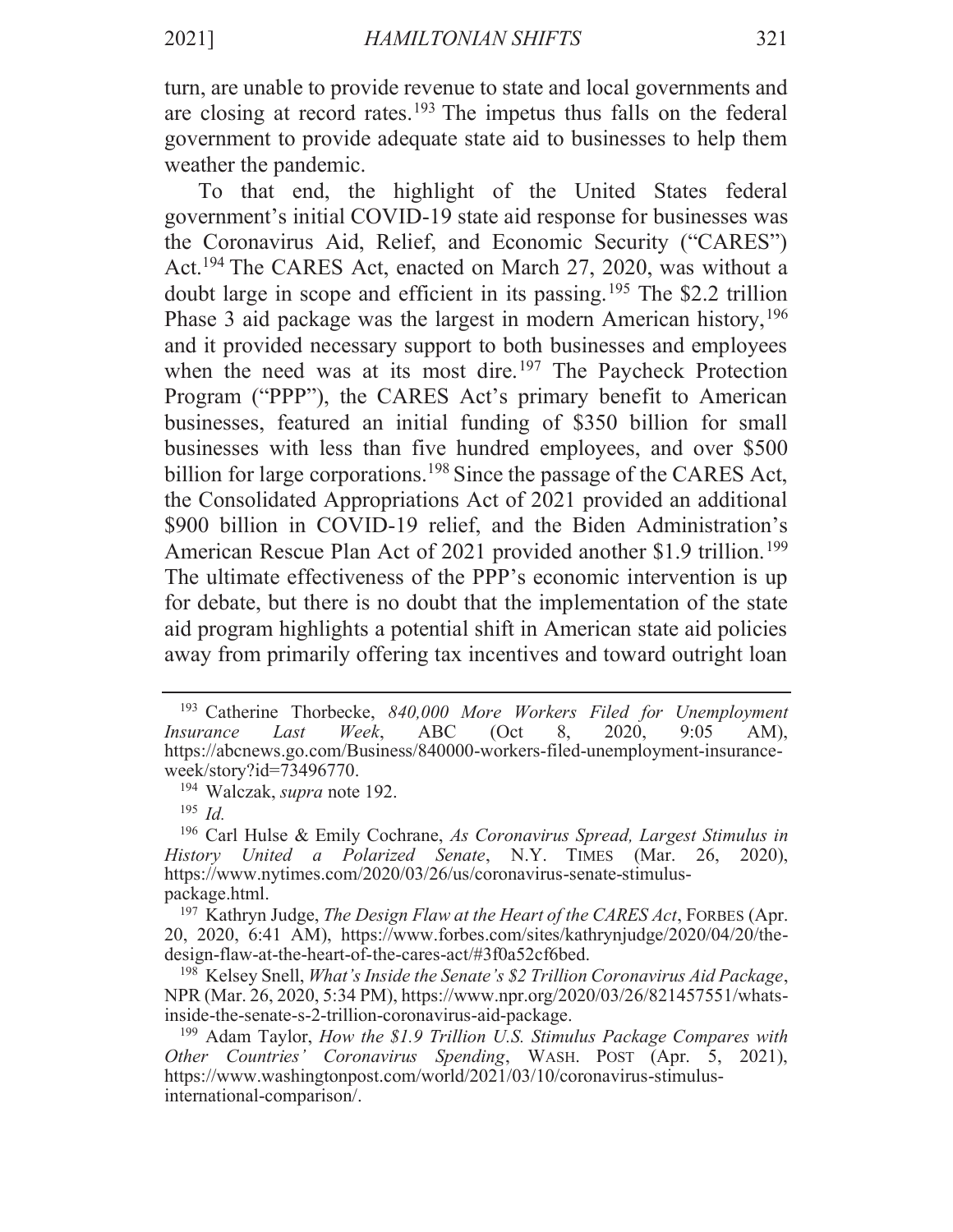turn, are unable to provide revenue to state and local governments and are closing at record rates.[193] The impetus thus falls on the federal government to provide adequate state aid to businesses to help them weather the pandemic.

To that end, the highlight of the United States federal government's initial COVID-19 state aid response for businesses was the Coronavirus Aid, Relief, and Economic Security ("CARES") Act.[194] The CARES Act, enacted on March 27, 2020, was without a doubt large in scope and efficient in its passing.[195] The $2.2 trillion Phase 3 aid package was the largest in modern American history,[196] and it provided necessary support to both businesses and employees when the need was at its most dire.[197] The Paycheck Protection Program ("PPP"), the CARES Act's primary benefit to American businesses, featured an initial funding of $350 billion for small businesses with less than five hundred employees, and over $500 billion for large corporations.[198] Since the passage of the CARES Act, the Consolidated Appropriations Act of 2021 provided an additional $900 billion in COVID-19 relief, and the Biden Administration's American Rescue Plan Act of 2021 provided another $1.9 trillion.[199] The ultimate effectiveness of the PPP's economic intervention is up for debate, but there is no doubt that the implementation of the state aid program highlights a potential shift in American state aid policies away from primarily offering tax incentives and toward outright loan

---

[193] Catherine Thorbecke, *840,000 More Workers Filed for Unemployment Insurance Last Week*, ABC (Oct 8, 2020, 9:05 AM), https://abcnews.go.com/Business/840000-workers-filed-unemployment-insurance-week/story?id=73496770.

[194] Walczak, *supra* note 192.

[195] *Id.*

[196] Carl Hulse & Emily Cochrane, *As Coronavirus Spread, Largest Stimulus in History United a Polarized Senate*, N.Y. TIMES (Mar. 26, 2020), https://www.nytimes.com/2020/03/26/us/coronavirus-senate-stimulus-package.html.

[197] Kathryn Judge, *The Design Flaw at the Heart of the CARES Act*, FORBES (Apr. 20, 2020, 6:41 AM), https://www.forbes.com/sites/kathrynjudge/2020/04/20/the-design-flaw-at-the-heart-of-the-cares-act/#3f0a52cf6bed.

[198] Kelsey Snell, *What's Inside the Senate's $2 Trillion Coronavirus Aid Package*, NPR (Mar. 26, 2020, 5:34 PM), https://www.npr.org/2020/03/26/821457551/whats-inside-the-senate-s-2-trillion-coronavirus-aid-package.

[199] Adam Taylor, *How the $1.9 Trillion U.S. Stimulus Package Compares with Other Countries' Coronavirus Spending*, WASH. POST (Apr. 5, 2021), https://www.washingtonpost.com/world/2021/03/10/coronavirus-stimulus-international-comparison/.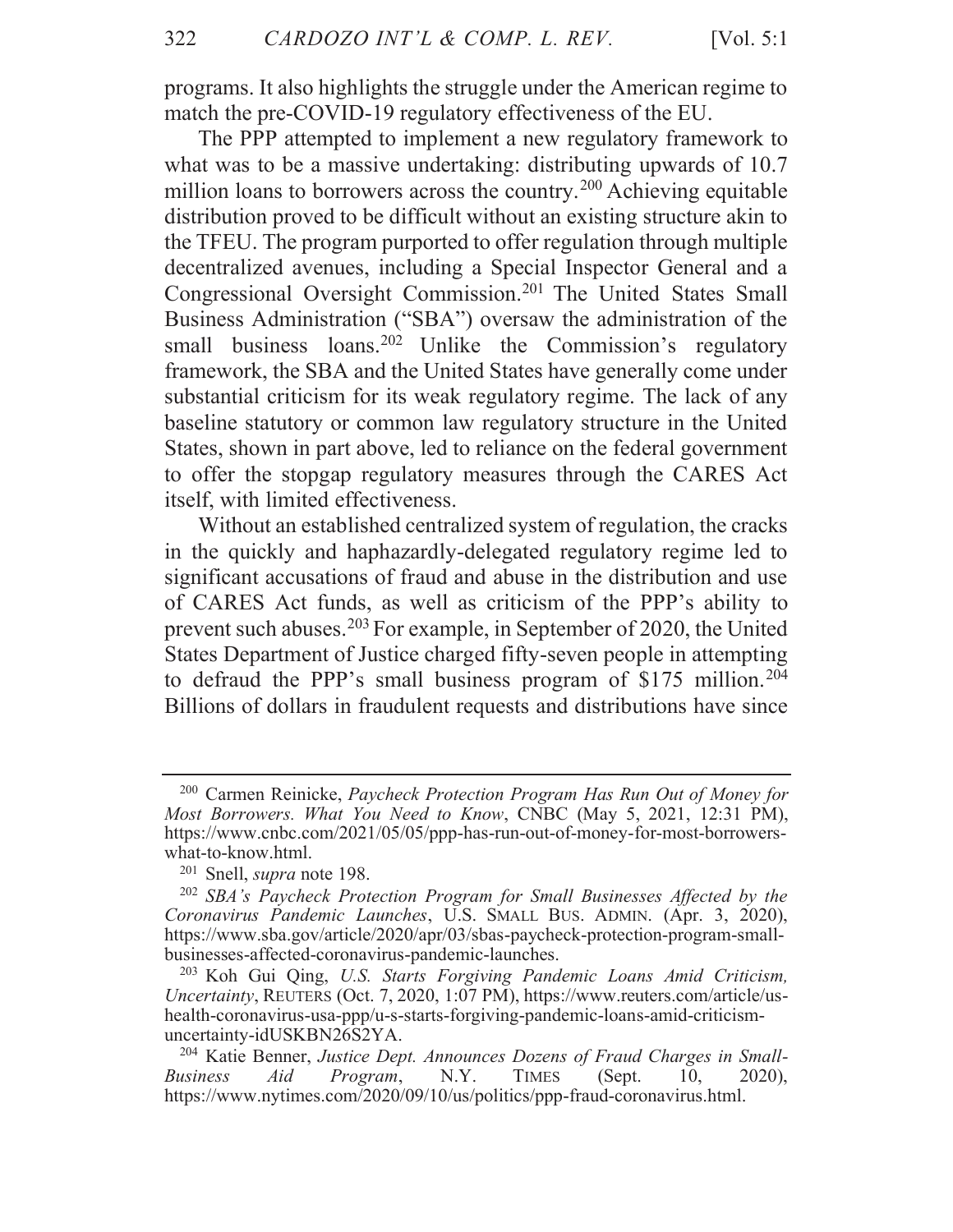programs. It also highlights the struggle under the American regime to match the pre-COVID-19 regulatory effectiveness of the EU.

The PPP attempted to implement a new regulatory framework to what was to be a massive undertaking: distributing upwards of 10.7 million loans to borrowers across the country.[200] Achieving equitable distribution proved to be difficult without an existing structure akin to the TFEU. The program purported to offer regulation through multiple decentralized avenues, including a Special Inspector General and a Congressional Oversight Commission.[201] The United States Small Business Administration ("SBA") oversaw the administration of the small business loans.[202] Unlike the Commission's regulatory framework, the SBA and the United States have generally come under substantial criticism for its weak regulatory regime. The lack of any baseline statutory or common law regulatory structure in the United States, shown in part above, led to reliance on the federal government to offer the stopgap regulatory measures through the CARES Act itself, with limited effectiveness.

Without an established centralized system of regulation, the cracks in the quickly and haphazardly-delegated regulatory regime led to significant accusations of fraud and abuse in the distribution and use of CARES Act funds, as well as criticism of the PPP's ability to prevent such abuses.[203] For example, in September of 2020, the United States Department of Justice charged fifty-seven people in attempting to defraud the PPP's small business program of $175 million.[204] Billions of dollars in fraudulent requests and distributions have since

---

[200] Carmen Reinicke, *Paycheck Protection Program Has Run Out of Money for Most Borrowers. What You Need to Know*, CNBC (May 5, 2021, 12:31 PM), https://www.cnbc.com/2021/05/05/ppp-has-run-out-of-money-for-most-borrowers-what-to-know.html.

[201] Snell, *supra* note 198.

[202] *SBA's Paycheck Protection Program for Small Businesses Affected by the Coronavirus Pandemic Launches*, U.S. SMALL BUS. ADMIN. (Apr. 3, 2020), https://www.sba.gov/article/2020/apr/03/sbas-paycheck-protection-program-small-businesses-affected-coronavirus-pandemic-launches.

[203] Koh Gui Qing, *U.S. Starts Forgiving Pandemic Loans Amid Criticism, Uncertainty*, REUTERS (Oct. 7, 2020, 1:07 PM), https://www.reuters.com/article/us-health-coronavirus-usa-ppp/u-s-starts-forgiving-pandemic-loans-amid-criticism-uncertainty-idUSKBN26S2YA.

[204] Katie Benner, *Justice Dept. Announces Dozens of Fraud Charges in Small-Business Aid Program*, N.Y. TIMES (Sept. 10, 2020), https://www.nytimes.com/2020/09/10/us/politics/ppp-fraud-coronavirus.html.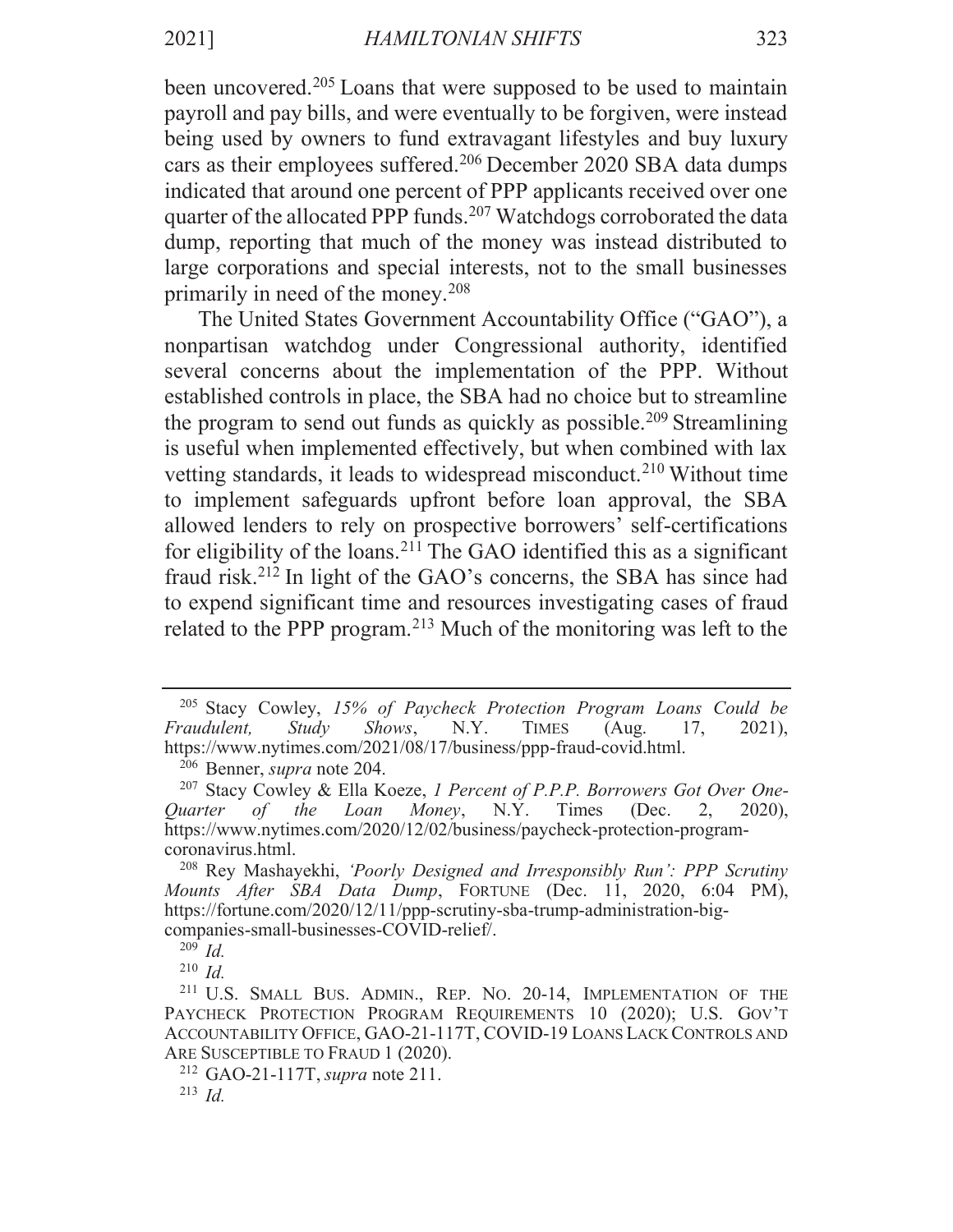been uncovered.[205] Loans that were supposed to be used to maintain payroll and pay bills, and were eventually to be forgiven, were instead being used by owners to fund extravagant lifestyles and buy luxury cars as their employees suffered.[206] December 2020 SBA data dumps indicated that around one percent of PPP applicants received over one quarter of the allocated PPP funds.[207] Watchdogs corroborated the data dump, reporting that much of the money was instead distributed to large corporations and special interests, not to the small businesses primarily in need of the money.[208]

The United States Government Accountability Office ("GAO"), a nonpartisan watchdog under Congressional authority, identified several concerns about the implementation of the PPP. Without established controls in place, the SBA had no choice but to streamline the program to send out funds as quickly as possible.[209] Streamlining is useful when implemented effectively, but when combined with lax vetting standards, it leads to widespread misconduct.[210] Without time to implement safeguards upfront before loan approval, the SBA allowed lenders to rely on prospective borrowers' self-certifications for eligibility of the loans.[211] The GAO identified this as a significant fraud risk.[212] In light of the GAO's concerns, the SBA has since had to expend significant time and resources investigating cases of fraud related to the PPP program.[213] Much of the monitoring was left to the

---

[205] Stacy Cowley, *15% of Paycheck Protection Program Loans Could be Fraudulent, Study Shows*, N.Y. TIMES (Aug. 17, 2021), https://www.nytimes.com/2021/08/17/business/ppp-fraud-covid.html.

[206] Benner, *supra* note 204.

[207] Stacy Cowley & Ella Koeze, *1 Percent of P.P.P. Borrowers Got Over One-Quarter of the Loan Money*, N.Y. Times (Dec. 2, 2020), https://www.nytimes.com/2020/12/02/business/paycheck-protection-program-coronavirus.html.

[208] Rey Mashayekhi, *'Poorly Designed and Irresponsibly Run': PPP Scrutiny Mounts After SBA Data Dump*, FORTUNE (Dec. 11, 2020, 6:04 PM), https://fortune.com/2020/12/11/ppp-scrutiny-sba-trump-administration-big-companies-small-businesses-COVID-relief/.

[209] *Id.*

[210] *Id.*

[211] U.S. SMALL BUS. ADMIN., REP. NO. 20-14, IMPLEMENTATION OF THE PAYCHECK PROTECTION PROGRAM REQUIREMENTS 10 (2020); U.S. GOV'T ACCOUNTABILITY OFFICE, GAO-21-117T, COVID-19 LOANS LACK CONTROLS AND ARE SUSCEPTIBLE TO FRAUD 1 (2020).

[212] GAO-21-117T, *supra* note 211.

[213] *Id.*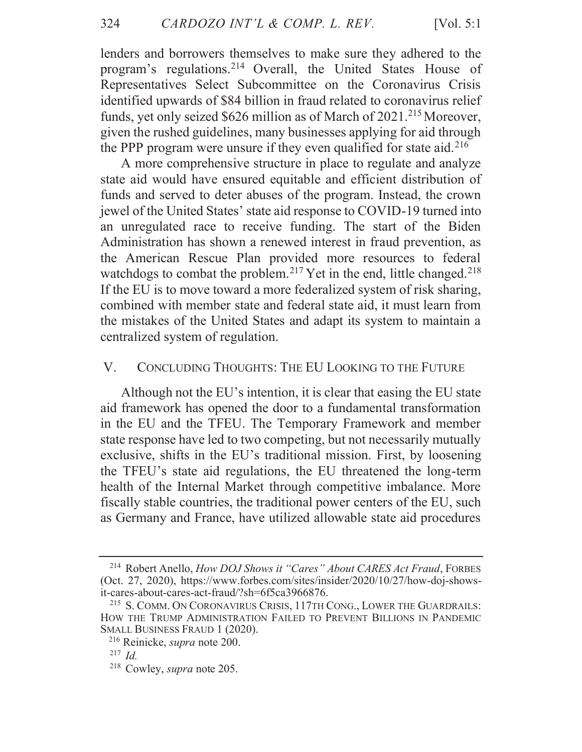lenders and borrowers themselves to make sure they adhered to the program's regulations.[214] Overall, the United States House of Representatives Select Subcommittee on the Coronavirus Crisis identified upwards of $84 billion in fraud related to coronavirus relief funds, yet only seized $626 million as of March of 2021.[215] Moreover, given the rushed guidelines, many businesses applying for aid through the PPP program were unsure if they even qualified for state aid.[216]

A more comprehensive structure in place to regulate and analyze state aid would have ensured equitable and efficient distribution of funds and served to deter abuses of the program. Instead, the crown jewel of the United States' state aid response to COVID-19 turned into an unregulated race to receive funding. The start of the Biden Administration has shown a renewed interest in fraud prevention, as the American Rescue Plan provided more resources to federal watchdogs to combat the problem.[217] Yet in the end, little changed.[218] If the EU is to move toward a more federalized system of risk sharing, combined with member state and federal state aid, it must learn from the mistakes of the United States and adapt its system to maintain a centralized system of regulation.

## V. CONCLUDING THOUGHTS: THE EU LOOKING TO THE FUTURE

Although not the EU's intention, it is clear that easing the EU state aid framework has opened the door to a fundamental transformation in the EU and the TFEU. The Temporary Framework and member state response have led to two competing, but not necessarily mutually exclusive, shifts in the EU's traditional mission. First, by loosening the TFEU's state aid regulations, the EU threatened the long-term health of the Internal Market through competitive imbalance. More fiscally stable countries, the traditional power centers of the EU, such as Germany and France, have utilized allowable state aid procedures

---

[214] Robert Anello, *How DOJ Shows it "Cares" About CARES Act Fraud*, FORBES (Oct. 27, 2020), https://www.forbes.com/sites/insider/2020/10/27/how-doj-shows-it-cares-about-cares-act-fraud/?sh=6f5ca3966876.

[215] S. COMM. ON CORONAVIRUS CRISIS, 117TH CONG., LOWER THE GUARDRAILS: HOW THE TRUMP ADMINISTRATION FAILED TO PREVENT BILLIONS IN PANDEMIC SMALL BUSINESS FRAUD 1 (2020).

[216] Reinicke, *supra* note 200.

[217] *Id.*

[218] Cowley, *supra* note 205.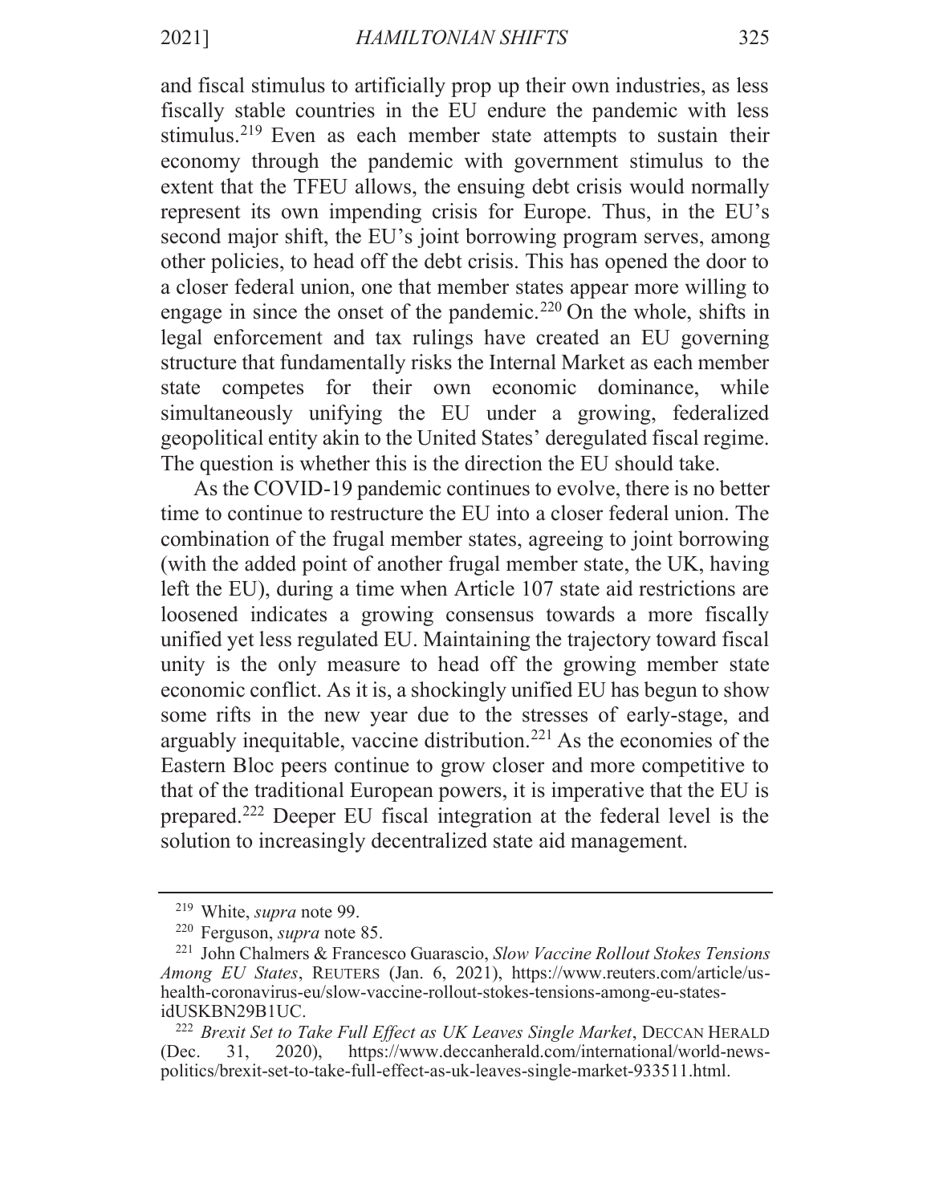and fiscal stimulus to artificially prop up their own industries, as less fiscally stable countries in the EU endure the pandemic with less stimulus.[219] Even as each member state attempts to sustain their economy through the pandemic with government stimulus to the extent that the TFEU allows, the ensuing debt crisis would normally represent its own impending crisis for Europe. Thus, in the EU's second major shift, the EU's joint borrowing program serves, among other policies, to head off the debt crisis. This has opened the door to a closer federal union, one that member states appear more willing to engage in since the onset of the pandemic.[220] On the whole, shifts in legal enforcement and tax rulings have created an EU governing structure that fundamentally risks the Internal Market as each member state competes for their own economic dominance, while simultaneously unifying the EU under a growing, federalized geopolitical entity akin to the United States' deregulated fiscal regime. The question is whether this is the direction the EU should take.

As the COVID-19 pandemic continues to evolve, there is no better time to continue to restructure the EU into a closer federal union. The combination of the frugal member states, agreeing to joint borrowing (with the added point of another frugal member state, the UK, having left the EU), during a time when Article 107 state aid restrictions are loosened indicates a growing consensus towards a more fiscally unified yet less regulated EU. Maintaining the trajectory toward fiscal unity is the only measure to head off the growing member state economic conflict. As it is, a shockingly unified EU has begun to show some rifts in the new year due to the stresses of early-stage, and arguably inequitable, vaccine distribution.[221] As the economies of the Eastern Bloc peers continue to grow closer and more competitive to that of the traditional European powers, it is imperative that the EU is prepared.[222] Deeper EU fiscal integration at the federal level is the solution to increasingly decentralized state aid management.

---

[219] White, *supra* note 99.

[220] Ferguson, *supra* note 85.

[221] John Chalmers & Francesco Guarascio, *Slow Vaccine Rollout Stokes Tensions Among EU States*, REUTERS (Jan. 6, 2021), https://www.reuters.com/article/us-health-coronavirus-eu/slow-vaccine-rollout-stokes-tensions-among-eu-states-idUSKBN29B1UC.

[222] *Brexit Set to Take Full Effect as UK Leaves Single Market*, DECCAN HERALD (Dec. 31, 2020), https://www.deccanherald.com/international/world-news-politics/brexit-set-to-take-full-effect-as-uk-leaves-single-market-933511.html.